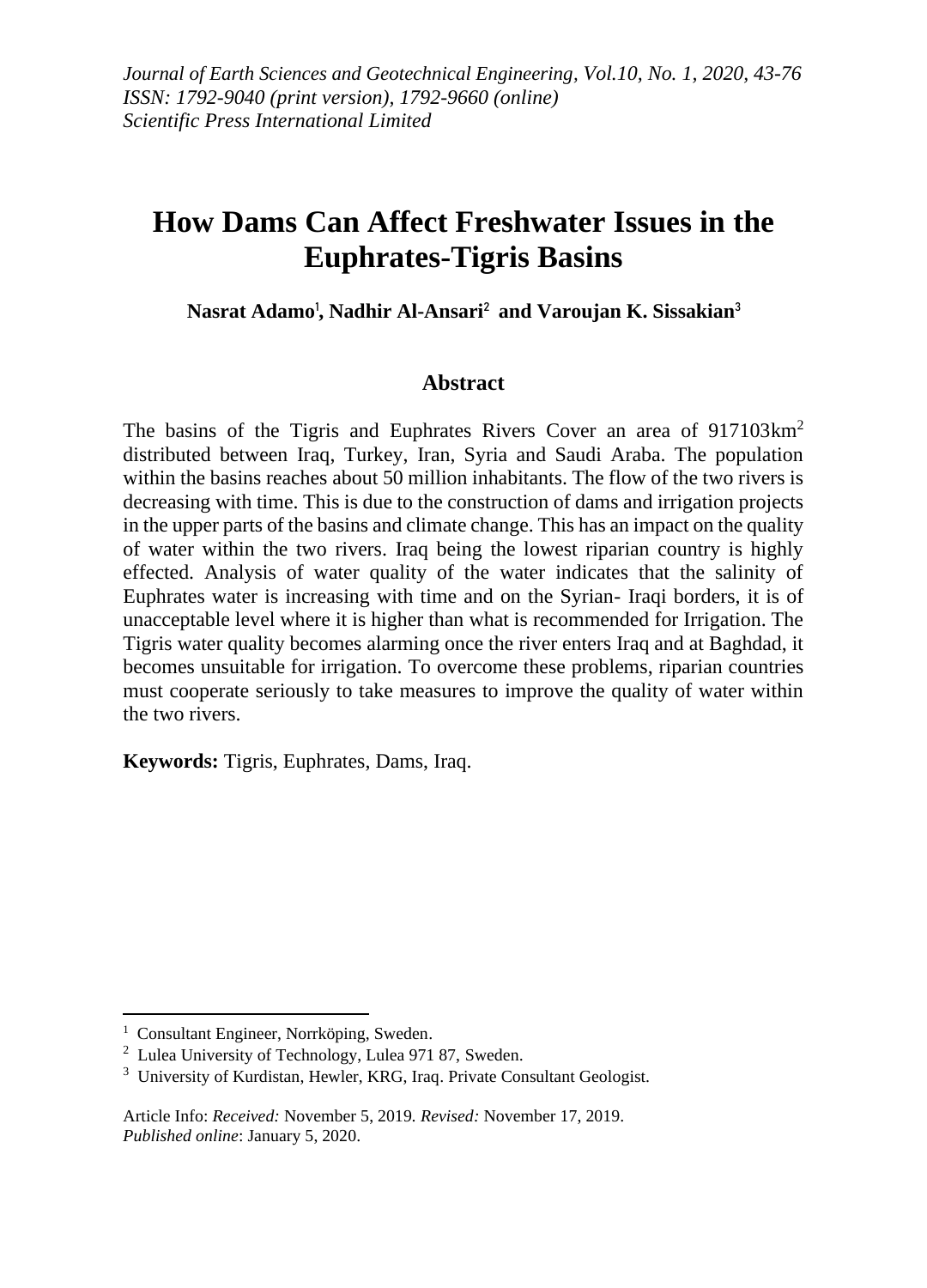# How Dams Can Affect Freshwater Issues in the Euphrates-Tigris Basins

**Nasrat Adamo[1], Nadhir Al-Ansari[2] and Varoujan K. Sissakian[3]**

## Abstract

The basins of the Tigris and Euphrates Rivers Cover an area of 917103km$^2$ distributed between Iraq, Turkey, Iran, Syria and Saudi Araba. The population within the basins reaches about 50 million inhabitants. The flow of the two rivers is decreasing with time. This is due to the construction of dams and irrigation projects in the upper parts of the basins and climate change. This has an impact on the quality of water within the two rivers. Iraq being the lowest riparian country is highly effected. Analysis of water quality of the water indicates that the salinity of Euphrates water is increasing with time and on the Syrian- Iraqi borders, it is of unacceptable level where it is higher than what is recommended for Irrigation. The Tigris water quality becomes alarming once the river enters Iraq and at Baghdad, it becomes unsuitable for irrigation. To overcome these problems, riparian countries must cooperate seriously to take measures to improve the quality of water within the two rivers.

**Keywords:** Tigris, Euphrates, Dams, Iraq.

---

[1] Consultant Engineer, Norrköping, Sweden.
[2] Lulea University of Technology, Lulea 971 87, Sweden.
[3] University of Kurdistan, Hewler, KRG, Iraq. Private Consultant Geologist.

Article Info: *Received:* November 5, 2019. *Revised:* November 17, 2019.
*Published online*: January 5, 2020.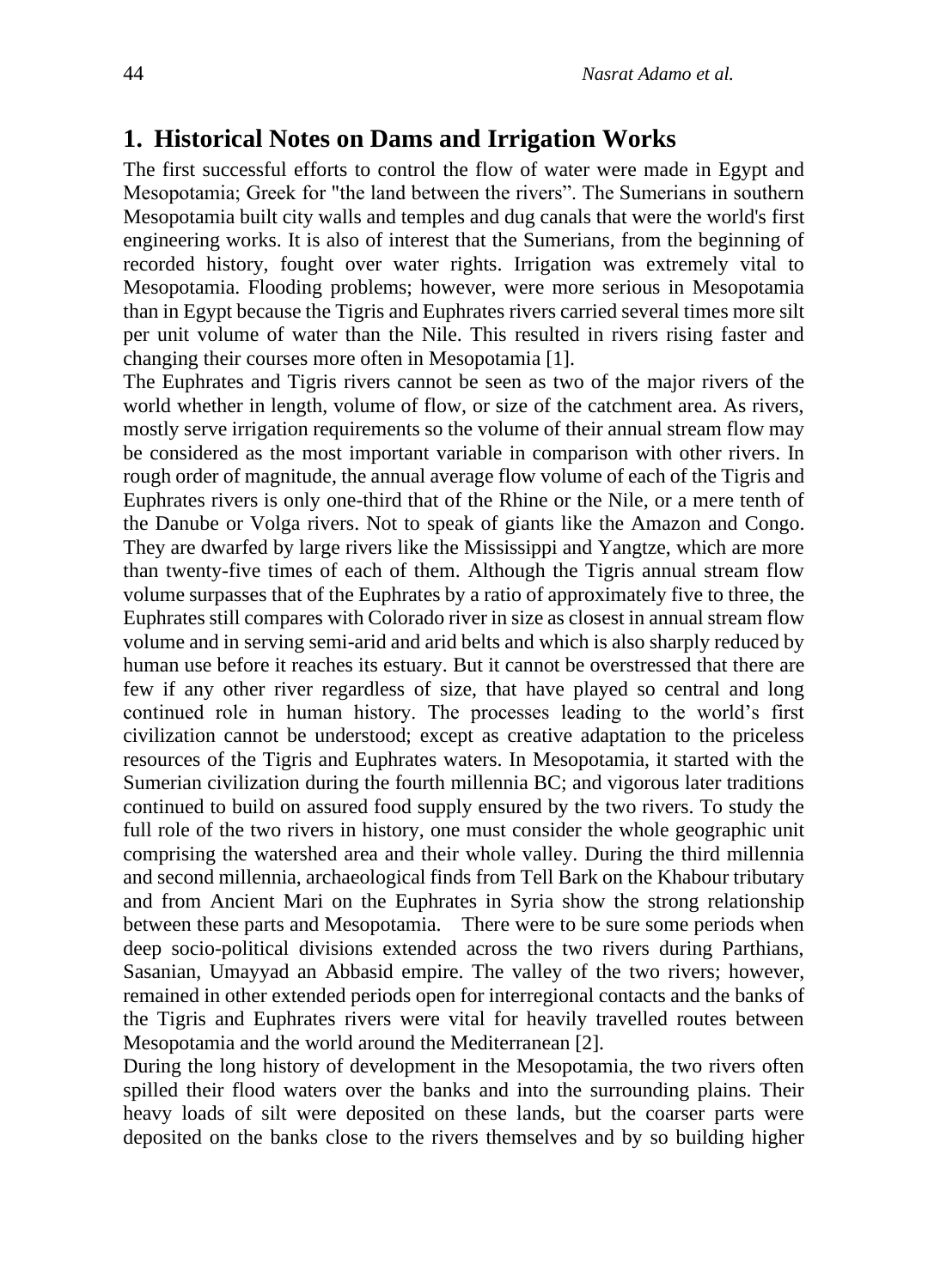## 1. Historical Notes on Dams and Irrigation Works

The first successful efforts to control the flow of water were made in Egypt and Mesopotamia; Greek for "the land between the rivers”. The Sumerians in southern Mesopotamia built city walls and temples and dug canals that were the world's first engineering works. It is also of interest that the Sumerians, from the beginning of recorded history, fought over water rights. Irrigation was extremely vital to Mesopotamia. Flooding problems; however, were more serious in Mesopotamia than in Egypt because the Tigris and Euphrates rivers carried several times more silt per unit volume of water than the Nile. This resulted in rivers rising faster and changing their courses more often in Mesopotamia [1].

The Euphrates and Tigris rivers cannot be seen as two of the major rivers of the world whether in length, volume of flow, or size of the catchment area. As rivers, mostly serve irrigation requirements so the volume of their annual stream flow may be considered as the most important variable in comparison with other rivers. In rough order of magnitude, the annual average flow volume of each of the Tigris and Euphrates rivers is only one-third that of the Rhine or the Nile, or a mere tenth of the Danube or Volga rivers. Not to speak of giants like the Amazon and Congo. They are dwarfed by large rivers like the Mississippi and Yangtze, which are more than twenty-five times of each of them. Although the Tigris annual stream flow volume surpasses that of the Euphrates by a ratio of approximately five to three, the Euphrates still compares with Colorado river in size as closest in annual stream flow volume and in serving semi-arid and arid belts and which is also sharply reduced by human use before it reaches its estuary. But it cannot be overstressed that there are few if any other river regardless of size, that have played so central and long continued role in human history. The processes leading to the world’s first civilization cannot be understood; except as creative adaptation to the priceless resources of the Tigris and Euphrates waters. In Mesopotamia, it started with the Sumerian civilization during the fourth millennia BC; and vigorous later traditions continued to build on assured food supply ensured by the two rivers. To study the full role of the two rivers in history, one must consider the whole geographic unit comprising the watershed area and their whole valley. During the third millennia and second millennia, archaeological finds from Tell Bark on the Khabour tributary and from Ancient Mari on the Euphrates in Syria show the strong relationship between these parts and Mesopotamia. There were to be sure some periods when deep socio-political divisions extended across the two rivers during Parthians, Sasanian, Umayyad an Abbasid empire. The valley of the two rivers; however, remained in other extended periods open for interregional contacts and the banks of the Tigris and Euphrates rivers were vital for heavily travelled routes between Mesopotamia and the world around the Mediterranean [2].

During the long history of development in the Mesopotamia, the two rivers often spilled their flood waters over the banks and into the surrounding plains. Their heavy loads of silt were deposited on these lands, but the coarser parts were deposited on the banks close to the rivers themselves and by so building higher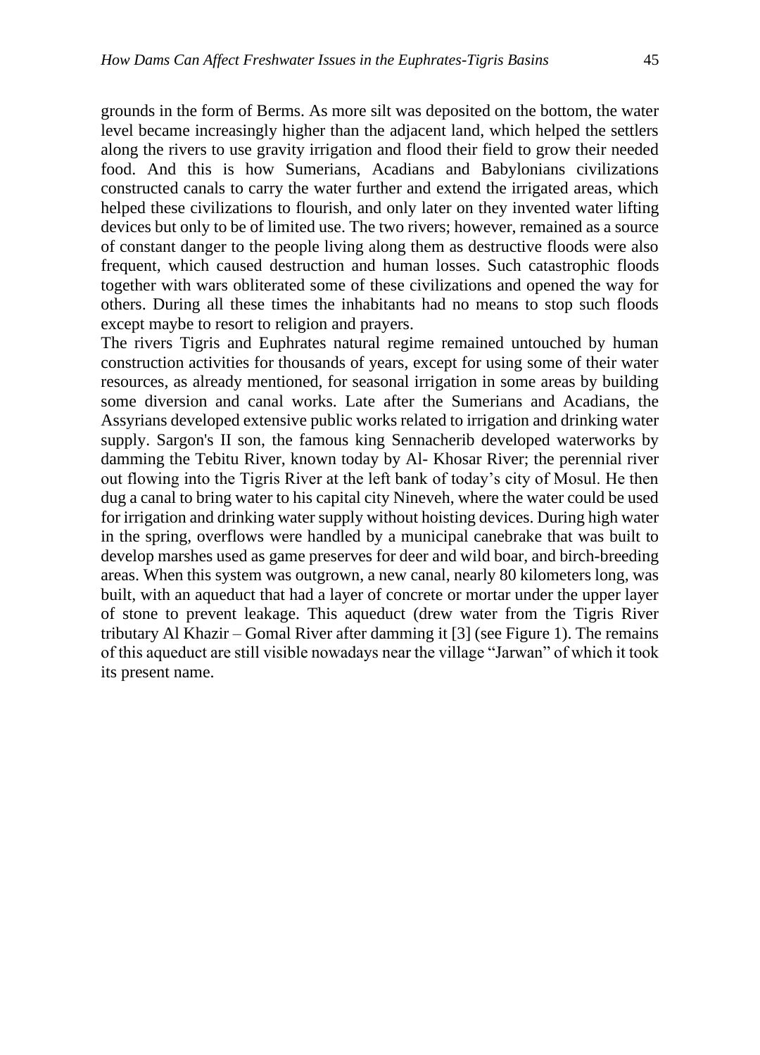grounds in the form of Berms. As more silt was deposited on the bottom, the water level became increasingly higher than the adjacent land, which helped the settlers along the rivers to use gravity irrigation and flood their field to grow their needed food. And this is how Sumerians, Acadians and Babylonians civilizations constructed canals to carry the water further and extend the irrigated areas, which helped these civilizations to flourish, and only later on they invented water lifting devices but only to be of limited use. The two rivers; however, remained as a source of constant danger to the people living along them as destructive floods were also frequent, which caused destruction and human losses. Such catastrophic floods together with wars obliterated some of these civilizations and opened the way for others. During all these times the inhabitants had no means to stop such floods except maybe to resort to religion and prayers.

The rivers Tigris and Euphrates natural regime remained untouched by human construction activities for thousands of years, except for using some of their water resources, as already mentioned, for seasonal irrigation in some areas by building some diversion and canal works. Late after the Sumerians and Acadians, the Assyrians developed extensive public works related to irrigation and drinking water supply. Sargon's II son, the famous king Sennacherib developed waterworks by damming the Tebitu River, known today by Al- Khosar River; the perennial river out flowing into the Tigris River at the left bank of today's city of Mosul. He then dug a canal to bring water to his capital city Nineveh, where the water could be used for irrigation and drinking water supply without hoisting devices. During high water in the spring, overflows were handled by a municipal canebrake that was built to develop marshes used as game preserves for deer and wild boar, and birch-breeding areas. When this system was outgrown, a new canal, nearly 80 kilometers long, was built, with an aqueduct that had a layer of concrete or mortar under the upper layer of stone to prevent leakage. This aqueduct (drew water from the Tigris River tributary Al Khazir – Gomal River after damming it [3] (see Figure 1). The remains of this aqueduct are still visible nowadays near the village "Jarwan" of which it took its present name.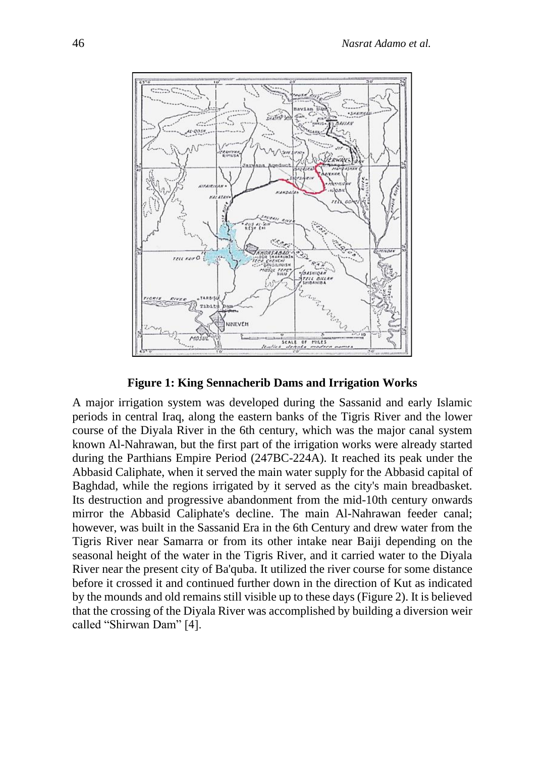**Figure 1: King Sennacherib Dams and Irrigation Works**

A major irrigation system was developed during the Sassanid and early Islamic periods in central Iraq, along the eastern banks of the Tigris River and the lower course of the Diyala River in the 6th century, which was the major canal system known Al-Nahrawan, but the first part of the irrigation works were already started during the Parthians Empire Period (247BC-224A). It reached its peak under the Abbasid Caliphate, when it served the main water supply for the Abbasid capital of Baghdad, while the regions irrigated by it served as the city's main breadbasket. Its destruction and progressive abandonment from the mid-10th century onwards mirror the Abbasid Caliphate's decline. The main Al-Nahrawan feeder canal; however, was built in the Sassanid Era in the 6th Century and drew water from the Tigris River near Samarra or from its other intake near Baiji depending on the seasonal height of the water in the Tigris River, and it carried water to the Diyala River near the present city of Ba'quba. It utilized the river course for some distance before it crossed it and continued further down in the direction of Kut as indicated by the mounds and old remains still visible up to these days (Figure 2). It is believed that the crossing of the Diyala River was accomplished by building a diversion weir called "Shirwan Dam" [4].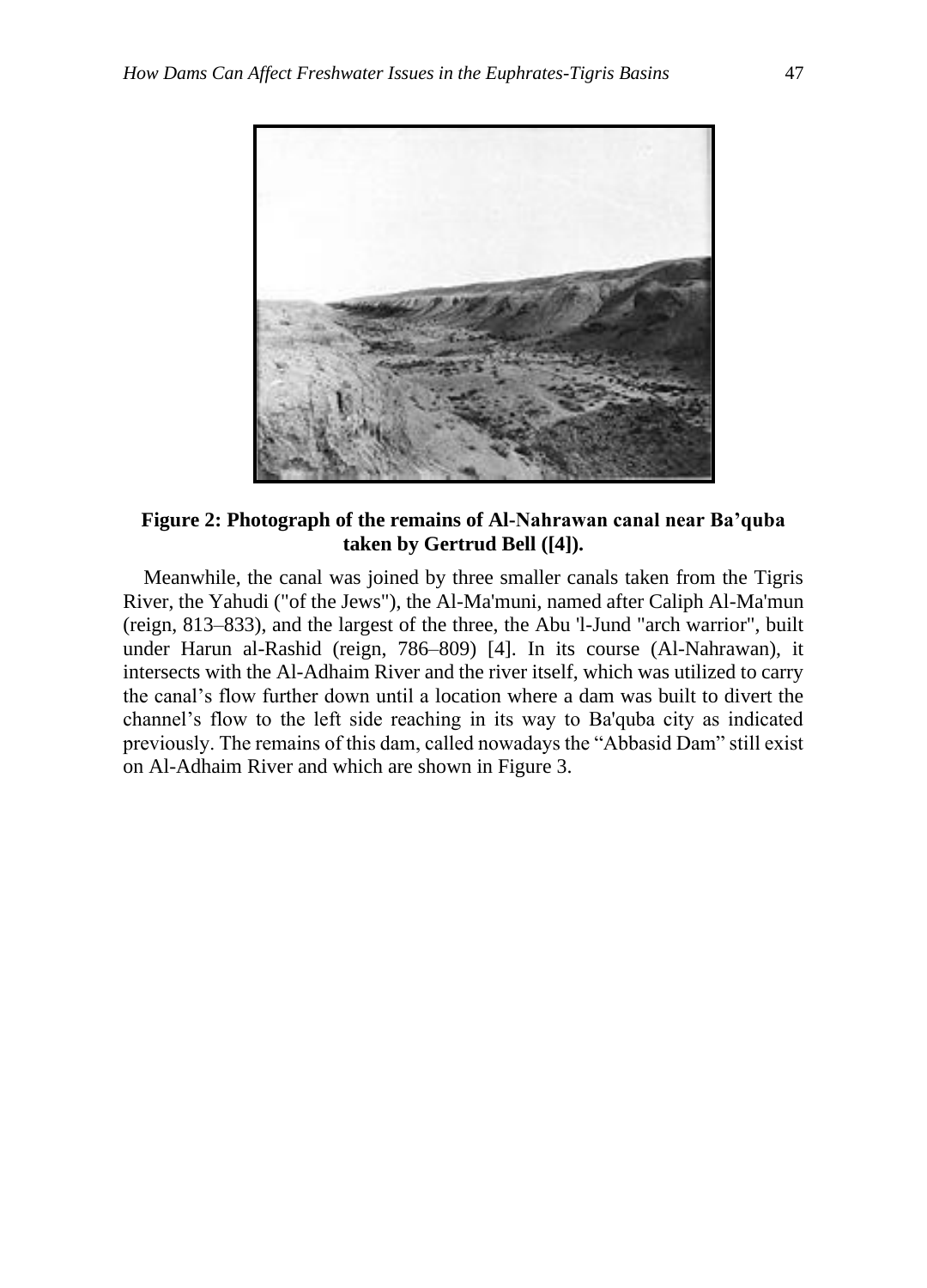**Figure 2: Photograph of the remains of Al-Nahrawan canal near Ba’quba taken by Gertrud Bell ([4]).**

Meanwhile, the canal was joined by three smaller canals taken from the Tigris River, the Yahudi ("of the Jews"), the Al-Ma'muni, named after Caliph Al-Ma'mun (reign, 813–833), and the largest of the three, the Abu 'l-Jund "arch warrior", built under Harun al-Rashid (reign, 786–809) [4]. In its course (Al-Nahrawan), it intersects with the Al-Adhaim River and the river itself, which was utilized to carry the canal’s flow further down until a location where a dam was built to divert the channel’s flow to the left side reaching in its way to Ba'quba city as indicated previously. The remains of this dam, called nowadays the “Abbasid Dam” still exist on Al-Adhaim River and which are shown in Figure 3.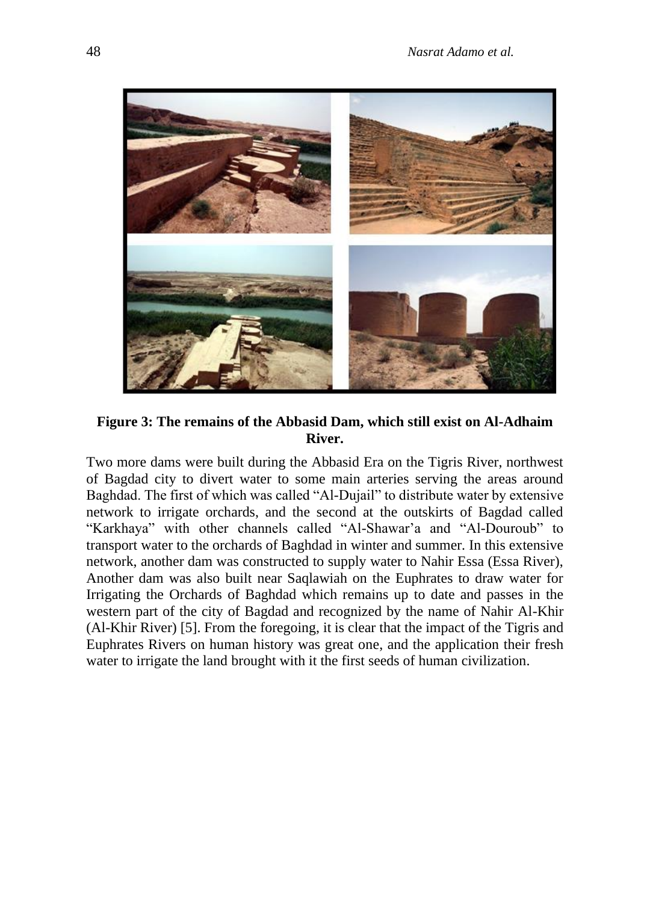**Figure 3: The remains of the Abbasid Dam, which still exist on Al-Adhaim River.**

Two more dams were built during the Abbasid Era on the Tigris River, northwest of Bagdad city to divert water to some main arteries serving the areas around Baghdad. The first of which was called “Al-Dujail” to distribute water by extensive network to irrigate orchards, and the second at the outskirts of Bagdad called “Karkhaya” with other channels called “Al-Shawar’a and “Al-Douroub” to transport water to the orchards of Baghdad in winter and summer. In this extensive network, another dam was constructed to supply water to Nahir Essa (Essa River), Another dam was also built near Saqlawiah on the Euphrates to draw water for Irrigating the Orchards of Baghdad which remains up to date and passes in the western part of the city of Bagdad and recognized by the name of Nahir Al-Khir (Al-Khir River) [5]. From the foregoing, it is clear that the impact of the Tigris and Euphrates Rivers on human history was great one, and the application their fresh water to irrigate the land brought with it the first seeds of human civilization.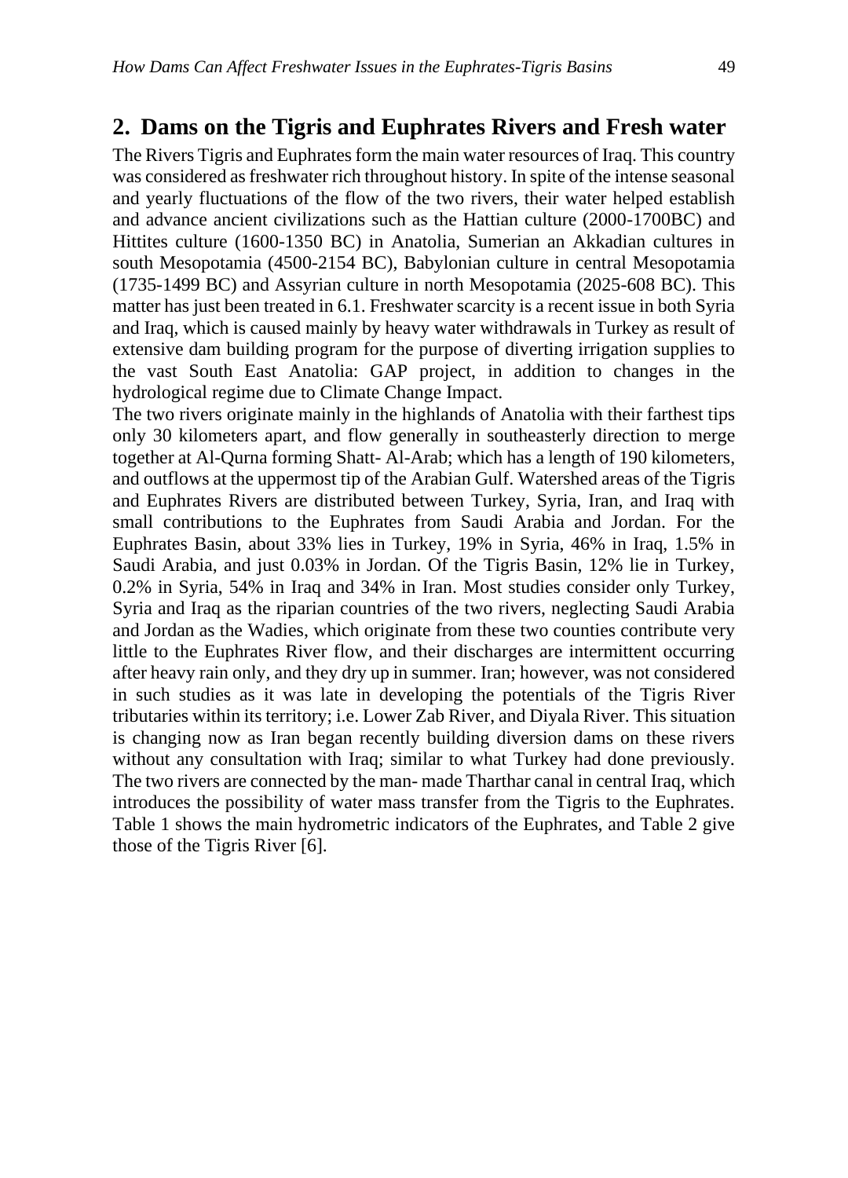## 2. Dams on the Tigris and Euphrates Rivers and Fresh water

The Rivers Tigris and Euphrates form the main water resources of Iraq. This country was considered as freshwater rich throughout history. In spite of the intense seasonal and yearly fluctuations of the flow of the two rivers, their water helped establish and advance ancient civilizations such as the Hattian culture (2000-1700BC) and Hittites culture (1600-1350 BC) in Anatolia, Sumerian an Akkadian cultures in south Mesopotamia (4500-2154 BC), Babylonian culture in central Mesopotamia (1735-1499 BC) and Assyrian culture in north Mesopotamia (2025-608 BC). This matter has just been treated in 6.1. Freshwater scarcity is a recent issue in both Syria and Iraq, which is caused mainly by heavy water withdrawals in Turkey as result of extensive dam building program for the purpose of diverting irrigation supplies to the vast South East Anatolia: GAP project, in addition to changes in the hydrological regime due to Climate Change Impact.

The two rivers originate mainly in the highlands of Anatolia with their farthest tips only 30 kilometers apart, and flow generally in southeasterly direction to merge together at Al-Qurna forming Shatt- Al-Arab; which has a length of 190 kilometers, and outflows at the uppermost tip of the Arabian Gulf. Watershed areas of the Tigris and Euphrates Rivers are distributed between Turkey, Syria, Iran, and Iraq with small contributions to the Euphrates from Saudi Arabia and Jordan. For the Euphrates Basin, about 33% lies in Turkey, 19% in Syria, 46% in Iraq, 1.5% in Saudi Arabia, and just 0.03% in Jordan. Of the Tigris Basin, 12% lie in Turkey, 0.2% in Syria, 54% in Iraq and 34% in Iran. Most studies consider only Turkey, Syria and Iraq as the riparian countries of the two rivers, neglecting Saudi Arabia and Jordan as the Wadies, which originate from these two counties contribute very little to the Euphrates River flow, and their discharges are intermittent occurring after heavy rain only, and they dry up in summer. Iran; however, was not considered in such studies as it was late in developing the potentials of the Tigris River tributaries within its territory; i.e. Lower Zab River, and Diyala River. This situation is changing now as Iran began recently building diversion dams on these rivers without any consultation with Iraq; similar to what Turkey had done previously. The two rivers are connected by the man- made Tharthar canal in central Iraq, which introduces the possibility of water mass transfer from the Tigris to the Euphrates. Table 1 shows the main hydrometric indicators of the Euphrates, and Table 2 give those of the Tigris River [6].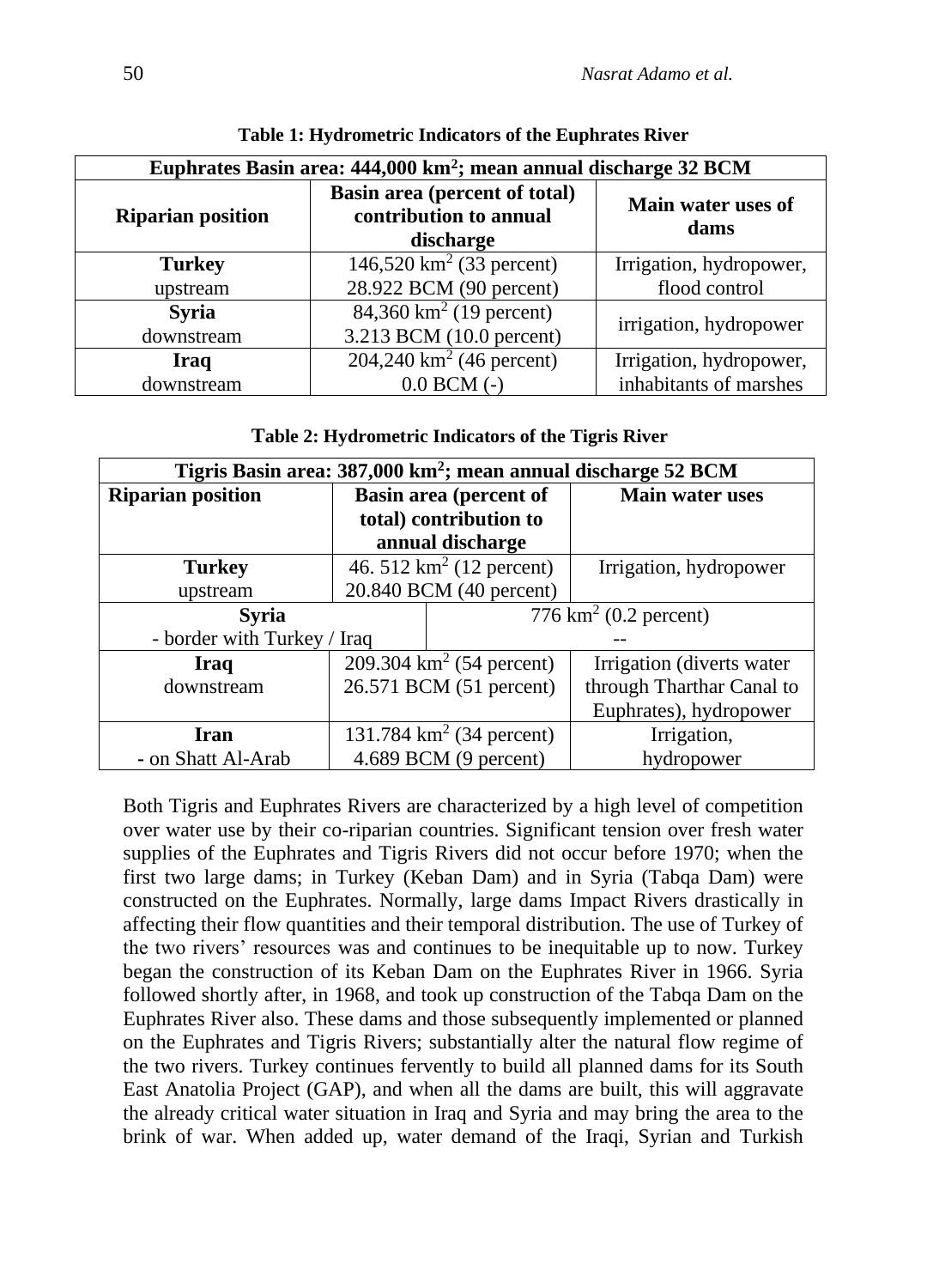**Table 1: Hydrometric Indicators of the Euphrates River**

| Euphrates Basin area: 444,000 km$^2$; mean annual discharge 32 BCM | | |
|---|---|---|
| **Riparian position** | **Basin area (percent of total) contribution to annual discharge** | **Main water uses of dams** |
| **Turkey** upstream | 146,520 km$^2$ (33 percent) 28.922 BCM (90 percent) | Irrigation, hydropower, flood control |
| **Syria** downstream | 84,360 km$^2$ (19 percent) 3.213 BCM (10.0 percent) | irrigation, hydropower |
| **Iraq** downstream | 204,240 km$^2$ (46 percent) 0.0 BCM (-) | Irrigation, hydropower, inhabitants of marshes |

**Table 2: Hydrometric Indicators of the Tigris River**

| Tigris Basin area: 387,000 km$^2$; mean annual discharge 52 BCM | | |
|---|---|---|
| **Riparian position** | **Basin area (percent of total) contribution to annual discharge** | **Main water uses** |
| **Turkey** upstream | 46. 512 km$^2$ (12 percent) 20.840 BCM (40 percent) | Irrigation, hydropower |
| **Syria** - border with Turkey / Iraq | 776 km$^2$ (0.2 percent) -- | |
| **Iraq** downstream | 209.304 km$^2$ (54 percent) 26.571 BCM (51 percent) | Irrigation (diverts water through Tharthar Canal to Euphrates), hydropower |
| **Iran** - on Shatt Al-Arab | 131.784 km$^2$ (34 percent) 4.689 BCM (9 percent) | Irrigation, hydropower |

Both Tigris and Euphrates Rivers are characterized by a high level of competition over water use by their co-riparian countries. Significant tension over fresh water supplies of the Euphrates and Tigris Rivers did not occur before 1970; when the first two large dams; in Turkey (Keban Dam) and in Syria (Tabqa Dam) were constructed on the Euphrates. Normally, large dams Impact Rivers drastically in affecting their flow quantities and their temporal distribution. The use of Turkey of the two rivers' resources was and continues to be inequitable up to now. Turkey began the construction of its Keban Dam on the Euphrates River in 1966. Syria followed shortly after, in 1968, and took up construction of the Tabqa Dam on the Euphrates River also. These dams and those subsequently implemented or planned on the Euphrates and Tigris Rivers; substantially alter the natural flow regime of the two rivers. Turkey continues fervently to build all planned dams for its South East Anatolia Project (GAP), and when all the dams are built, this will aggravate the already critical water situation in Iraq and Syria and may bring the area to the brink of war. When added up, water demand of the Iraqi, Syrian and Turkish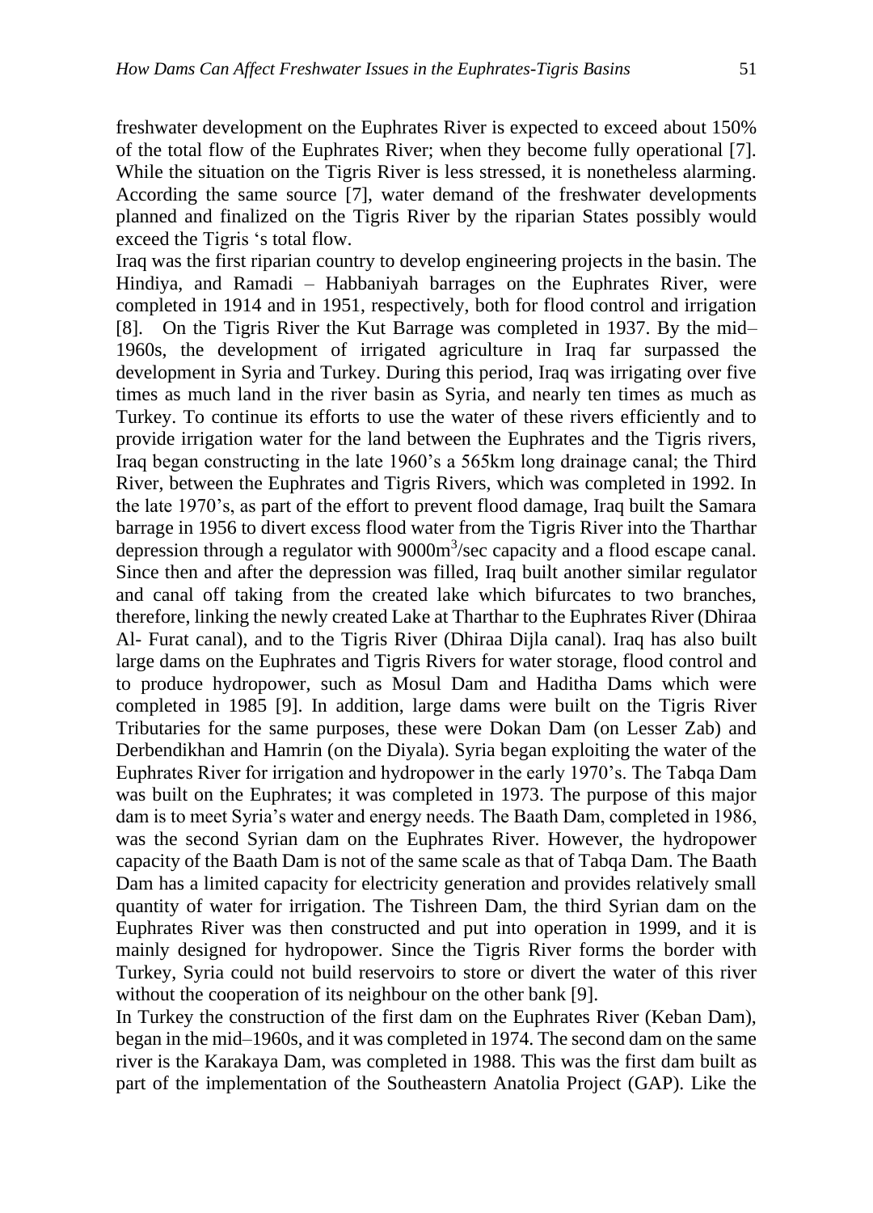freshwater development on the Euphrates River is expected to exceed about 150% of the total flow of the Euphrates River; when they become fully operational [7]. While the situation on the Tigris River is less stressed, it is nonetheless alarming. According the same source [7], water demand of the freshwater developments planned and finalized on the Tigris River by the riparian States possibly would exceed the Tigris 's total flow.

Iraq was the first riparian country to develop engineering projects in the basin. The Hindiya, and Ramadi – Habbaniyah barrages on the Euphrates River, were completed in 1914 and in 1951, respectively, both for flood control and irrigation [8]. On the Tigris River the Kut Barrage was completed in 1937. By the mid–1960s, the development of irrigated agriculture in Iraq far surpassed the development in Syria and Turkey. During this period, Iraq was irrigating over five times as much land in the river basin as Syria, and nearly ten times as much as Turkey. To continue its efforts to use the water of these rivers efficiently and to provide irrigation water for the land between the Euphrates and the Tigris rivers, Iraq began constructing in the late 1960's a 565km long drainage canal; the Third River, between the Euphrates and Tigris Rivers, which was completed in 1992. In the late 1970's, as part of the effort to prevent flood damage, Iraq built the Samara barrage in 1956 to divert excess flood water from the Tigris River into the Tharthar depression through a regulator with 9000m$^3$/sec capacity and a flood escape canal. Since then and after the depression was filled, Iraq built another similar regulator and canal off taking from the created lake which bifurcates to two branches, therefore, linking the newly created Lake at Tharthar to the Euphrates River (Dhiraa Al- Furat canal), and to the Tigris River (Dhiraa Dijla canal). Iraq has also built large dams on the Euphrates and Tigris Rivers for water storage, flood control and to produce hydropower, such as Mosul Dam and Haditha Dams which were completed in 1985 [9]. In addition, large dams were built on the Tigris River Tributaries for the same purposes, these were Dokan Dam (on Lesser Zab) and Derbendikhan and Hamrin (on the Diyala). Syria began exploiting the water of the Euphrates River for irrigation and hydropower in the early 1970's. The Tabqa Dam was built on the Euphrates; it was completed in 1973. The purpose of this major dam is to meet Syria's water and energy needs. The Baath Dam, completed in 1986, was the second Syrian dam on the Euphrates River. However, the hydropower capacity of the Baath Dam is not of the same scale as that of Tabqa Dam. The Baath Dam has a limited capacity for electricity generation and provides relatively small quantity of water for irrigation. The Tishreen Dam, the third Syrian dam on the Euphrates River was then constructed and put into operation in 1999, and it is mainly designed for hydropower. Since the Tigris River forms the border with Turkey, Syria could not build reservoirs to store or divert the water of this river without the cooperation of its neighbour on the other bank [9].

In Turkey the construction of the first dam on the Euphrates River (Keban Dam), began in the mid–1960s, and it was completed in 1974. The second dam on the same river is the Karakaya Dam, was completed in 1988. This was the first dam built as part of the implementation of the Southeastern Anatolia Project (GAP). Like the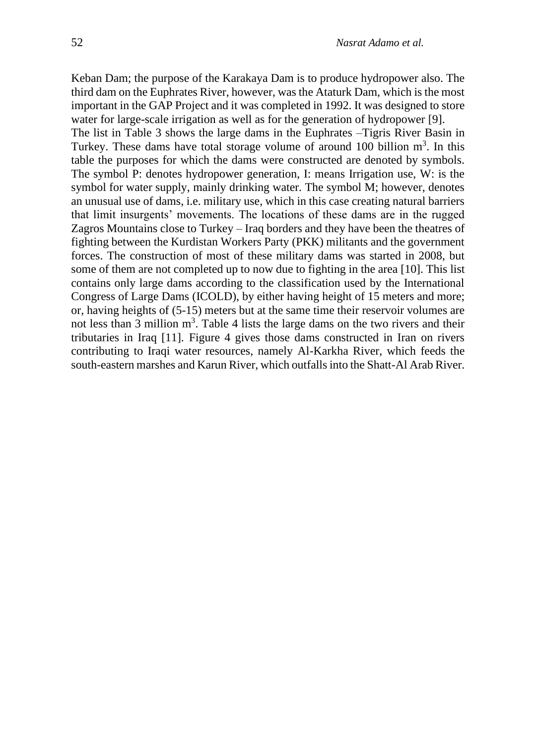Keban Dam; the purpose of the Karakaya Dam is to produce hydropower also. The third dam on the Euphrates River, however, was the Ataturk Dam, which is the most important in the GAP Project and it was completed in 1992. It was designed to store water for large-scale irrigation as well as for the generation of hydropower [9].

The list in Table 3 shows the large dams in the Euphrates –Tigris River Basin in Turkey. These dams have total storage volume of around 100 billion $m^3$. In this table the purposes for which the dams were constructed are denoted by symbols. The symbol P: denotes hydropower generation, I: means Irrigation use, W: is the symbol for water supply, mainly drinking water. The symbol M; however, denotes an unusual use of dams, i.e. military use, which in this case creating natural barriers that limit insurgents' movements. The locations of these dams are in the rugged Zagros Mountains close to Turkey – Iraq borders and they have been the theatres of fighting between the Kurdistan Workers Party (PKK) militants and the government forces. The construction of most of these military dams was started in 2008, but some of them are not completed up to now due to fighting in the area [10]. This list contains only large dams according to the classification used by the International Congress of Large Dams (ICOLD), by either having height of 15 meters and more; or, having heights of (5-15) meters but at the same time their reservoir volumes are not less than 3 million $m^3$. Table 4 lists the large dams on the two rivers and their tributaries in Iraq [11]. Figure 4 gives those dams constructed in Iran on rivers contributing to Iraqi water resources, namely Al-Karkha River, which feeds the south-eastern marshes and Karun River, which outfalls into the Shatt-Al Arab River.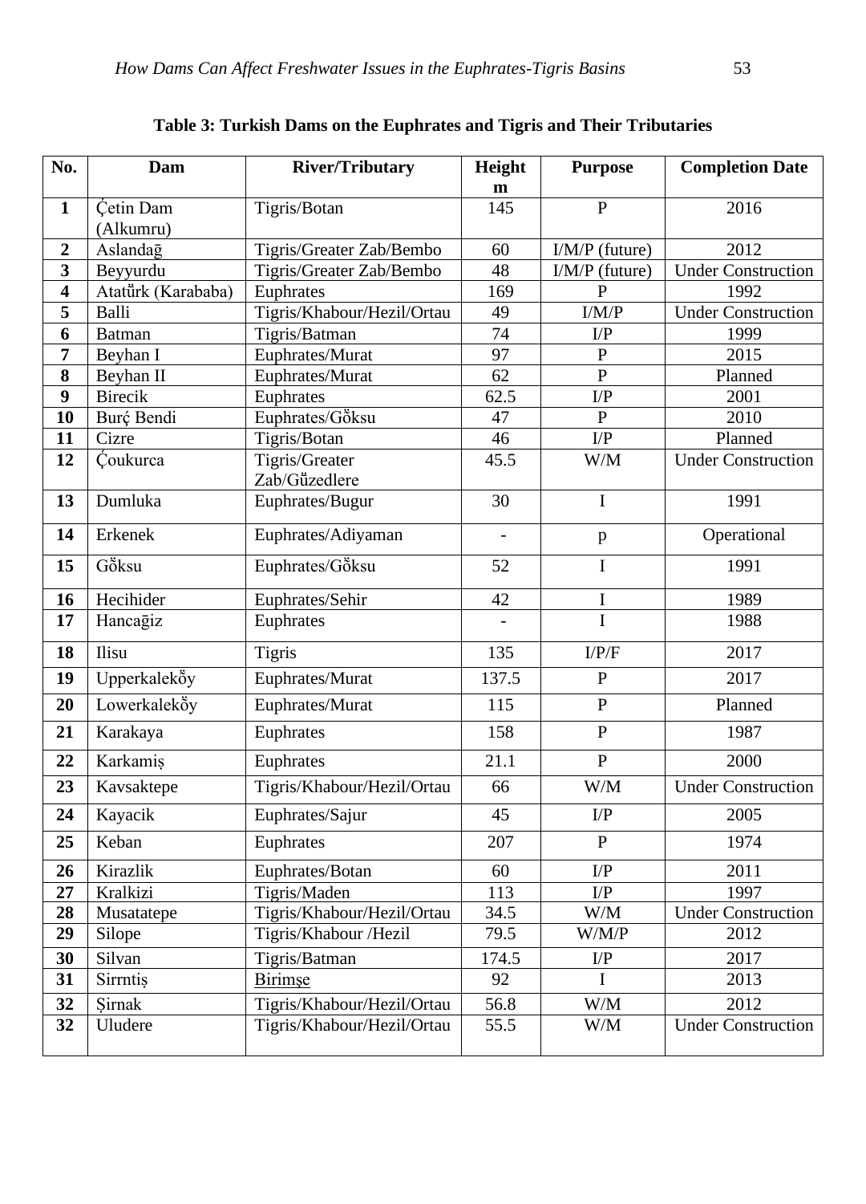**Table 3: Turkish Dams on the Euphrates and Tigris and Their Tributaries**

| No. | Dam | River/Tributary | Height m | Purpose | Completion Date |
|---|---|---|---|---|---|
| 1 | Ćetin Dam (Alkumru) | Tigris/Botan | 145 | P | 2016 |
| 2 | Aslandağ | Tigris/Greater Zab/Bembo | 60 | I/M/P (future) | 2012 |
| 3 | Beyyurdu | Tigris/Greater Zab/Bembo | 48 | I/M/P (future) | Under Construction |
| 4 | Atatűrk (Karababa) | Euphrates | 169 | P | 1992 |
| 5 | Balli | Tigris/Khabour/Hezil/Ortau | 49 | I/M/P | Under Construction |
| 6 | Batman | Tigris/Batman | 74 | I/P | 1999 |
| 7 | Beyhan I | Euphrates/Murat | 97 | P | 2015 |
| 8 | Beyhan II | Euphrates/Murat | 62 | P | Planned |
| 9 | Birecik | Euphrates | 62.5 | I/P | 2001 |
| 10 | Burć Bendi | Euphrates/Gŏksu | 47 | P | 2010 |
| 11 | Cizre | Tigris/Botan | 46 | I/P | Planned |
| 12 | Ćoukurca | Tigris/Greater Zab/Gűzedlere | 45.5 | W/M | Under Construction |
| 13 | Dumluka | Euphrates/Bugur | 30 | I | 1991 |
| 14 | Erkenek | Euphrates/Adiyaman | - | p | Operational |
| 15 | Gŏksu | Euphrates/Gŏksu | 52 | I | 1991 |
| 16 | Hecihider | Euphrates/Sehir | 42 | I | 1989 |
| 17 | Hancağiz | Euphrates | - | I | 1988 |
| 18 | Ilisu | Tigris | 135 | I/P/F | 2017 |
| 19 | Upperkalekŏy | Euphrates/Murat | 137.5 | P | 2017 |
| 20 | Lowerkalekŏy | Euphrates/Murat | 115 | P | Planned |
| 21 | Karakaya | Euphrates | 158 | P | 1987 |
| 22 | Karkamiș | Euphrates | 21.1 | P | 2000 |
| 23 | Kavsaktepe | Tigris/Khabour/Hezil/Ortau | 66 | W/M | Under Construction |
| 24 | Kayacik | Euphrates/Sajur | 45 | I/P | 2005 |
| 25 | Keban | Euphrates | 207 | P | 1974 |
| 26 | Kirazlik | Euphrates/Botan | 60 | I/P | 2011 |
| 27 | Kralkizi | Tigris/Maden | 113 | I/P | 1997 |
| 28 | Musatatepe | Tigris/Khabour/Hezil/Ortau | 34.5 | W/M | Under Construction |
| 29 | Silope | Tigris/Khabour /Hezil | 79.5 | W/M/P | 2012 |
| 30 | Silvan | Tigris/Batman | 174.5 | I/P | 2017 |
| 31 | Sirrntiș | Birimşe | 92 | I | 2013 |
| 32 | Șirnak | Tigris/Khabour/Hezil/Ortau | 56.8 | W/M | 2012 |
| 32 | Uludere | Tigris/Khabour/Hezil/Ortau | 55.5 | W/M | Under Construction |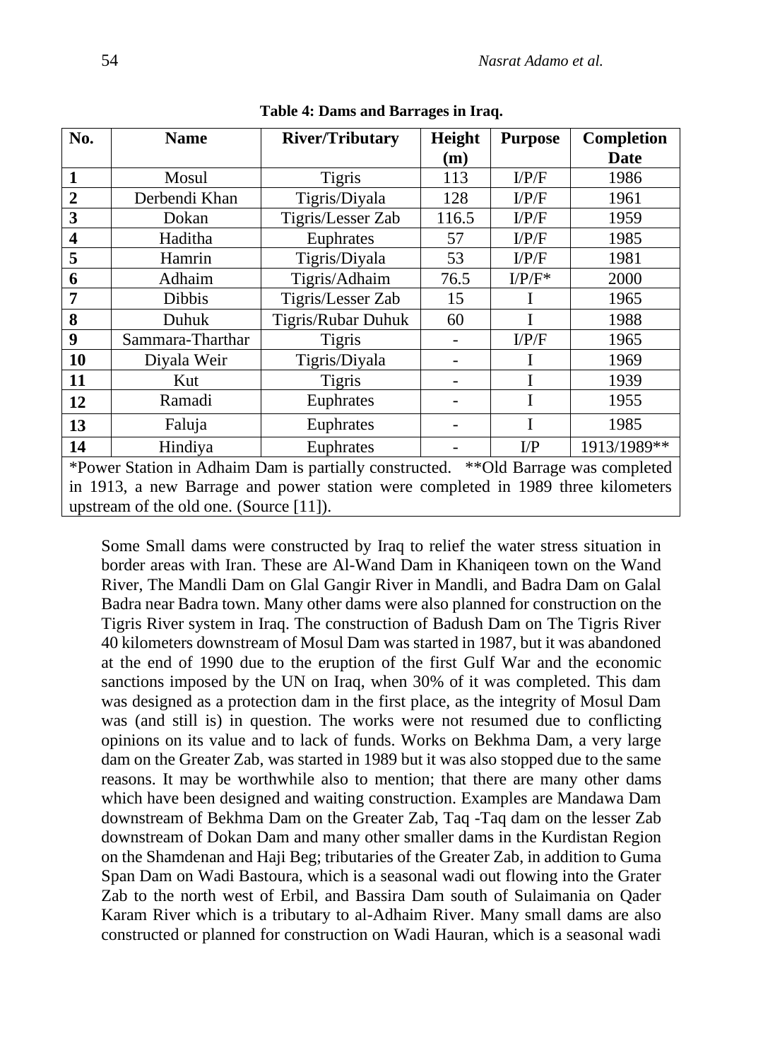**Table 4: Dams and Barrages in Iraq.**

| No. | Name | River/Tributary | Height (m) | Purpose | Completion Date |
|---|---|---|---|---|---|
| 1 | Mosul | Tigris | 113 | I/P/F | 1986 |
| 2 | Derbendi Khan | Tigris/Diyala | 128 | I/P/F | 1961 |
| 3 | Dokan | Tigris/Lesser Zab | 116.5 | I/P/F | 1959 |
| 4 | Haditha | Euphrates | 57 | I/P/F | 1985 |
| 5 | Hamrin | Tigris/Diyala | 53 | I/P/F | 1981 |
| 6 | Adhaim | Tigris/Adhaim | 76.5 | I/P/F* | 2000 |
| 7 | Dibbis | Tigris/Lesser Zab | 15 | I | 1965 |
| 8 | Duhuk | Tigris/Rubar Duhuk | 60 | I | 1988 |
| 9 | Sammara-Tharthar | Tigris | - | I/P/F | 1965 |
| 10 | Diyala Weir | Tigris/Diyala | - | I | 1969 |
| 11 | Kut | Tigris | - | I | 1939 |
| 12 | Ramadi | Euphrates | - | I | 1955 |
| 13 | Faluja | Euphrates | - | I | 1985 |
| 14 | Hindiya | Euphrates | - | I/P | 1913/1989** |

*Power Station in Adhaim Dam is partially constructed. **Old Barrage was completed in 1913, a new Barrage and power station were completed in 1989 three kilometers upstream of the old one. (Source [11]).

Some Small dams were constructed by Iraq to relief the water stress situation in border areas with Iran. These are Al-Wand Dam in Khaniqeen town on the Wand River, The Mandli Dam on Glal Gangir River in Mandli, and Badra Dam on Galal Badra near Badra town. Many other dams were also planned for construction on the Tigris River system in Iraq. The construction of Badush Dam on The Tigris River 40 kilometers downstream of Mosul Dam was started in 1987, but it was abandoned at the end of 1990 due to the eruption of the first Gulf War and the economic sanctions imposed by the UN on Iraq, when 30% of it was completed. This dam was designed as a protection dam in the first place, as the integrity of Mosul Dam was (and still is) in question. The works were not resumed due to conflicting opinions on its value and to lack of funds. Works on Bekhma Dam, a very large dam on the Greater Zab, was started in 1989 but it was also stopped due to the same reasons. It may be worthwhile also to mention; that there are many other dams which have been designed and waiting construction. Examples are Mandawa Dam downstream of Bekhma Dam on the Greater Zab, Taq -Taq dam on the lesser Zab downstream of Dokan Dam and many other smaller dams in the Kurdistan Region on the Shamdenan and Haji Beg; tributaries of the Greater Zab, in addition to Guma Span Dam on Wadi Bastoura, which is a seasonal wadi out flowing into the Grater Zab to the north west of Erbil, and Bassira Dam south of Sulaimania on Qader Karam River which is a tributary to al-Adhaim River. Many small dams are also constructed or planned for construction on Wadi Hauran, which is a seasonal wadi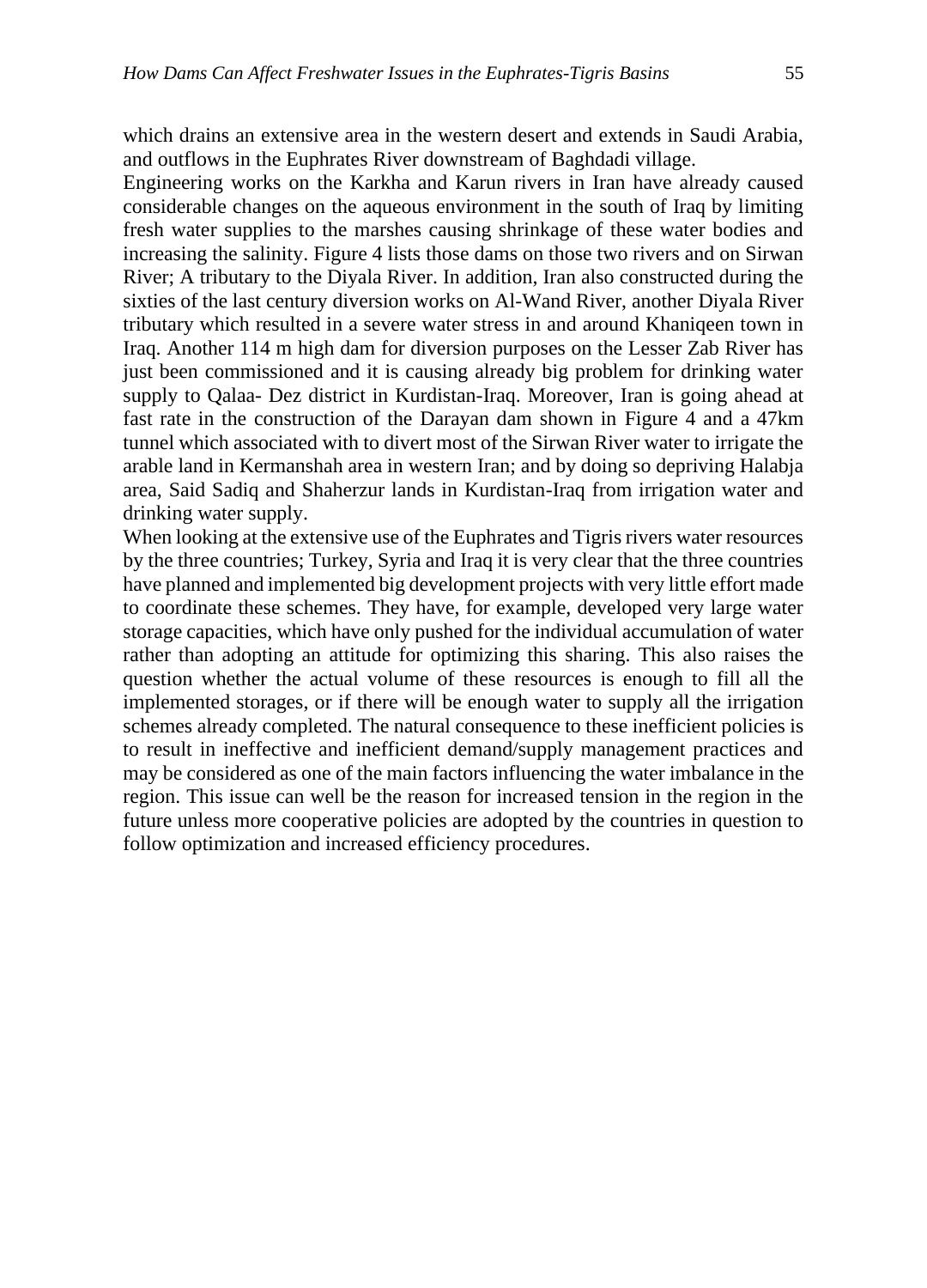which drains an extensive area in the western desert and extends in Saudi Arabia, and outflows in the Euphrates River downstream of Baghdadi village.

Engineering works on the Karkha and Karun rivers in Iran have already caused considerable changes on the aqueous environment in the south of Iraq by limiting fresh water supplies to the marshes causing shrinkage of these water bodies and increasing the salinity. Figure 4 lists those dams on those two rivers and on Sirwan River; A tributary to the Diyala River. In addition, Iran also constructed during the sixties of the last century diversion works on Al-Wand River, another Diyala River tributary which resulted in a severe water stress in and around Khaniqeen town in Iraq. Another 114 m high dam for diversion purposes on the Lesser Zab River has just been commissioned and it is causing already big problem for drinking water supply to Qalaa- Dez district in Kurdistan-Iraq. Moreover, Iran is going ahead at fast rate in the construction of the Darayan dam shown in Figure 4 and a 47km tunnel which associated with to divert most of the Sirwan River water to irrigate the arable land in Kermanshah area in western Iran; and by doing so depriving Halabja area, Said Sadiq and Shaherzur lands in Kurdistan-Iraq from irrigation water and drinking water supply.

When looking at the extensive use of the Euphrates and Tigris rivers water resources by the three countries; Turkey, Syria and Iraq it is very clear that the three countries have planned and implemented big development projects with very little effort made to coordinate these schemes. They have, for example, developed very large water storage capacities, which have only pushed for the individual accumulation of water rather than adopting an attitude for optimizing this sharing. This also raises the question whether the actual volume of these resources is enough to fill all the implemented storages, or if there will be enough water to supply all the irrigation schemes already completed. The natural consequence to these inefficient policies is to result in ineffective and inefficient demand/supply management practices and may be considered as one of the main factors influencing the water imbalance in the region. This issue can well be the reason for increased tension in the region in the future unless more cooperative policies are adopted by the countries in question to follow optimization and increased efficiency procedures.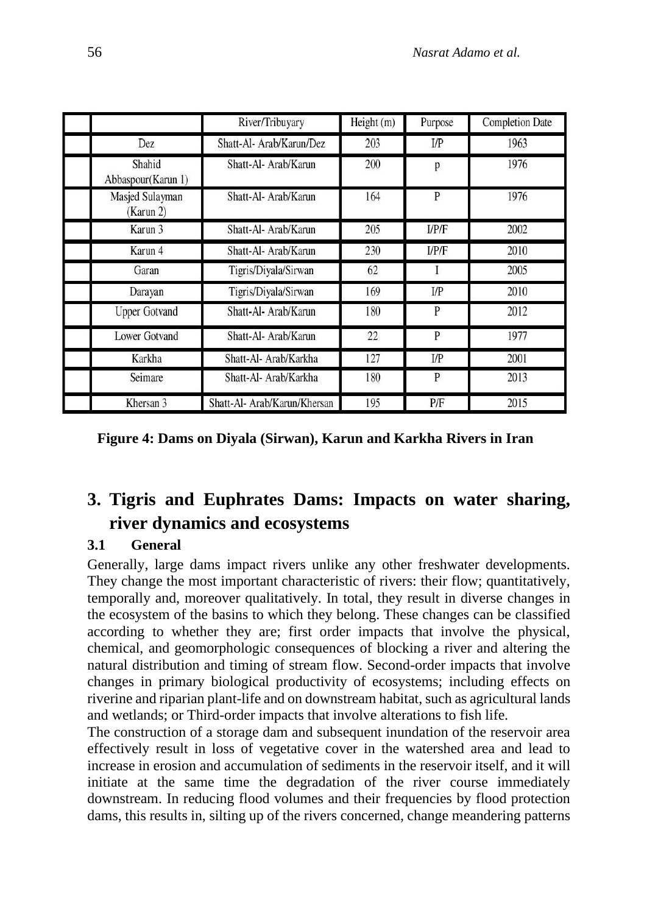| | | River/Tribuyary | Height (m) | Purpose | Completion Date |
|---|---|---|---|---|---|
| | Dez | Shatt-Al- Arab/Karun/Dez | 203 | I/P | 1963 |
| | Shahid Abbaspour(Karun 1) | Shatt-Al- Arab/Karun | 200 | p | 1976 |
| | Masjed Sulayman (Karun 2) | Shatt-Al- Arab/Karun | 164 | P | 1976 |
| | Karun 3 | Shatt-Al- Arab/Karun | 205 | I/P/F | 2002 |
| | Karun 4 | Shatt-Al- Arab/Karun | 230 | I/P/F | 2010 |
| | Garan | Tigris/Diyala/Sirwan | 62 | I | 2005 |
| | Darayan | Tigris/Diyala/Sirwan | 169 | I/P | 2010 |
| | Upper Gotvand | Shatt-Al- Arab/Karun | 180 | P | 2012 |
| | Lower Gotvand | Shatt-Al- Arab/Karun | 22 | P | 1977 |
| | Karkha | Shatt-Al- Arab/Karkha | 127 | I/P | 2001 |
| | Seimare | Shatt-Al- Arab/Karkha | 180 | P | 2013 |
| | Khersan 3 | Shatt-Al- Arab/Karun/Khersan | 195 | P/F | 2015 |

**Figure 4: Dams on Diyala (Sirwan), Karun and Karkha Rivers in Iran**

## 3. Tigris and Euphrates Dams: Impacts on water sharing, river dynamics and ecosystems

### 3.1 General

Generally, large dams impact rivers unlike any other freshwater developments. They change the most important characteristic of rivers: their flow; quantitatively, temporally and, moreover qualitatively. In total, they result in diverse changes in the ecosystem of the basins to which they belong. These changes can be classified according to whether they are; first order impacts that involve the physical, chemical, and geomorphologic consequences of blocking a river and altering the natural distribution and timing of stream flow. Second-order impacts that involve changes in primary biological productivity of ecosystems; including effects on riverine and riparian plant-life and on downstream habitat, such as agricultural lands and wetlands; or Third-order impacts that involve alterations to fish life.

The construction of a storage dam and subsequent inundation of the reservoir area effectively result in loss of vegetative cover in the watershed area and lead to increase in erosion and accumulation of sediments in the reservoir itself, and it will initiate at the same time the degradation of the river course immediately downstream. In reducing flood volumes and their frequencies by flood protection dams, this results in, silting up of the rivers concerned, change meandering patterns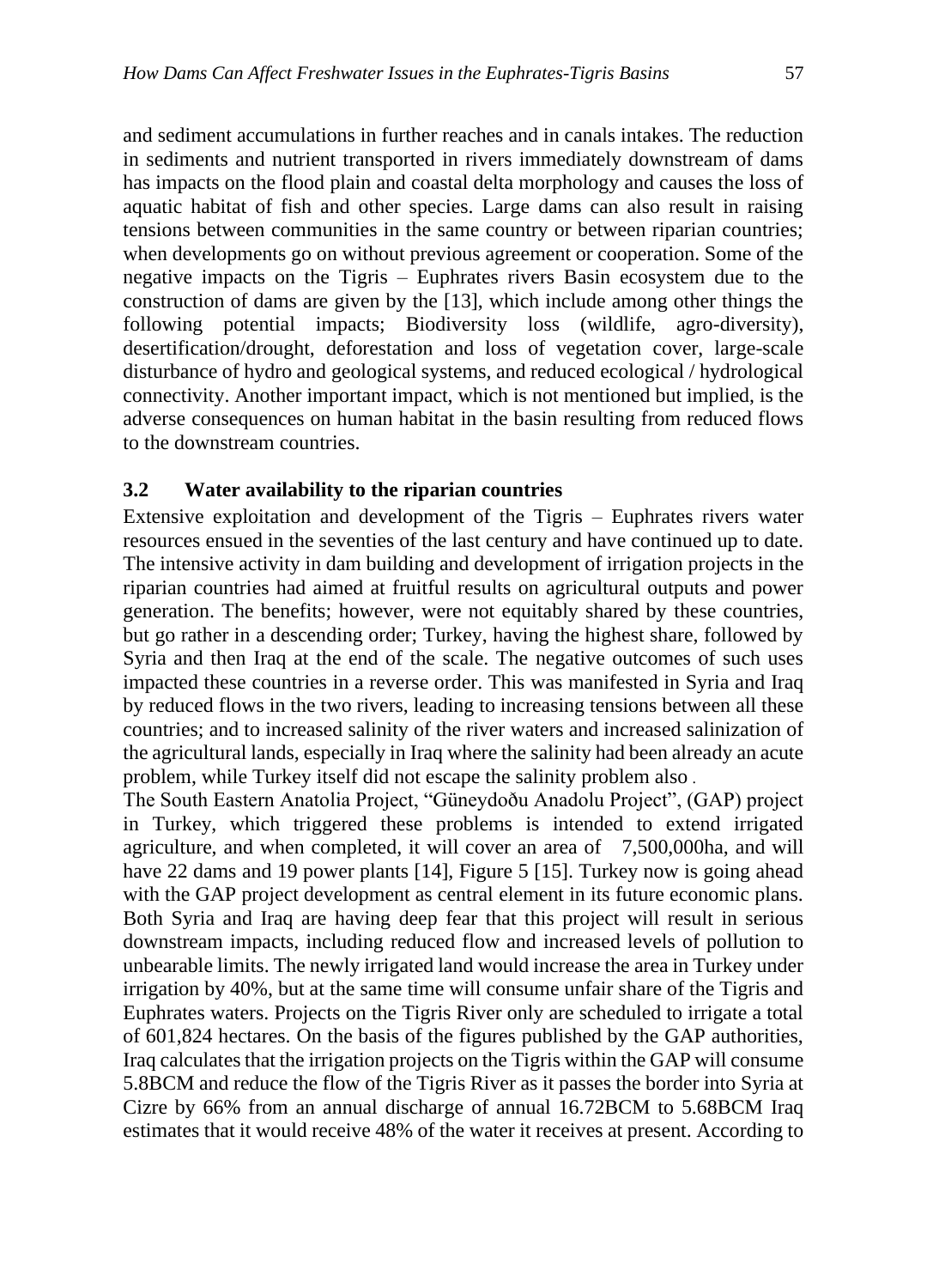and sediment accumulations in further reaches and in canals intakes. The reduction in sediments and nutrient transported in rivers immediately downstream of dams has impacts on the flood plain and coastal delta morphology and causes the loss of aquatic habitat of fish and other species. Large dams can also result in raising tensions between communities in the same country or between riparian countries; when developments go on without previous agreement or cooperation. Some of the negative impacts on the Tigris – Euphrates rivers Basin ecosystem due to the construction of dams are given by the [13], which include among other things the following potential impacts; Biodiversity loss (wildlife, agro-diversity), desertification/drought, deforestation and loss of vegetation cover, large-scale disturbance of hydro and geological systems, and reduced ecological / hydrological connectivity. Another important impact, which is not mentioned but implied, is the adverse consequences on human habitat in the basin resulting from reduced flows to the downstream countries.

### 3.2 Water availability to the riparian countries

Extensive exploitation and development of the Tigris – Euphrates rivers water resources ensued in the seventies of the last century and have continued up to date. The intensive activity in dam building and development of irrigation projects in the riparian countries had aimed at fruitful results on agricultural outputs and power generation. The benefits; however, were not equitably shared by these countries, but go rather in a descending order; Turkey, having the highest share, followed by Syria and then Iraq at the end of the scale. The negative outcomes of such uses impacted these countries in a reverse order. This was manifested in Syria and Iraq by reduced flows in the two rivers, leading to increasing tensions between all these countries; and to increased salinity of the river waters and increased salinization of the agricultural lands, especially in Iraq where the salinity had been already an acute problem, while Turkey itself did not escape the salinity problem also .

The South Eastern Anatolia Project, "Güneydoðu Anadolu Project", (GAP) project in Turkey, which triggered these problems is intended to extend irrigated agriculture, and when completed, it will cover an area of 7,500,000ha, and will have 22 dams and 19 power plants [14], Figure 5 [15]. Turkey now is going ahead with the GAP project development as central element in its future economic plans. Both Syria and Iraq are having deep fear that this project will result in serious downstream impacts, including reduced flow and increased levels of pollution to unbearable limits. The newly irrigated land would increase the area in Turkey under irrigation by 40%, but at the same time will consume unfair share of the Tigris and Euphrates waters. Projects on the Tigris River only are scheduled to irrigate a total of 601,824 hectares. On the basis of the figures published by the GAP authorities, Iraq calculates that the irrigation projects on the Tigris within the GAP will consume 5.8BCM and reduce the flow of the Tigris River as it passes the border into Syria at Cizre by 66% from an annual discharge of annual 16.72BCM to 5.68BCM Iraq estimates that it would receive 48% of the water it receives at present. According to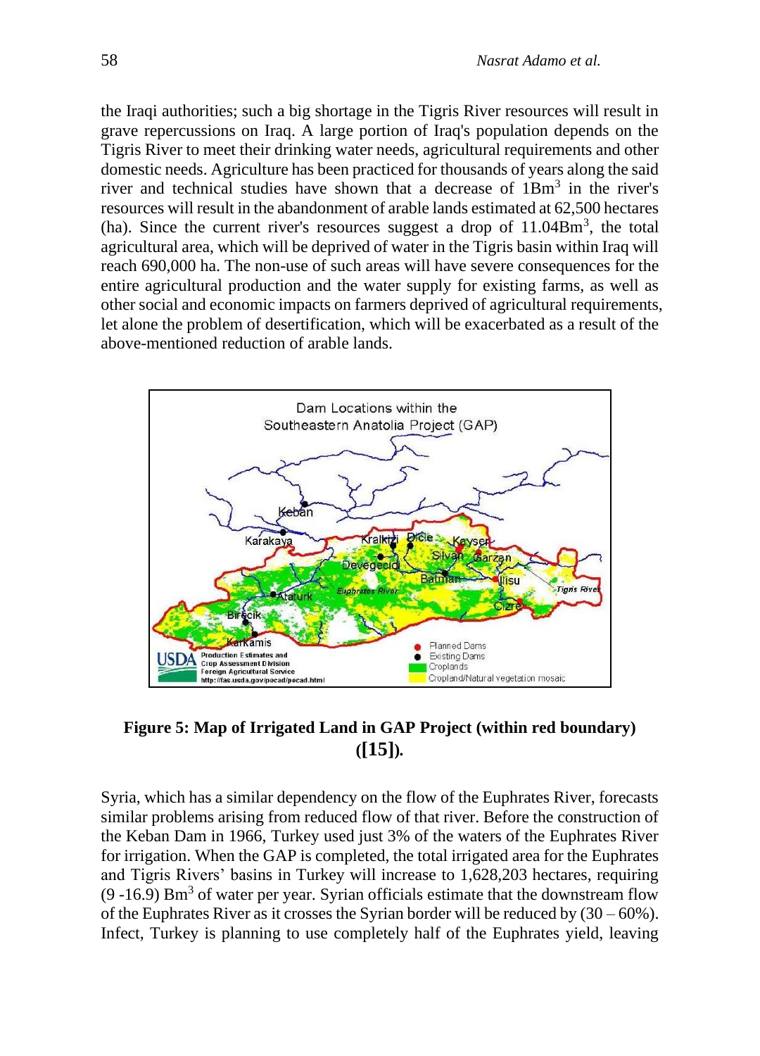the Iraqi authorities; such a big shortage in the Tigris River resources will result in grave repercussions on Iraq. A large portion of Iraq's population depends on the Tigris River to meet their drinking water needs, agricultural requirements and other domestic needs. Agriculture has been practiced for thousands of years along the said river and technical studies have shown that a decrease of 1Bm$^3$ in the river's resources will result in the abandonment of arable lands estimated at 62,500 hectares (ha). Since the current river's resources suggest a drop of 11.04Bm$^3$, the total agricultural area, which will be deprived of water in the Tigris basin within Iraq will reach 690,000 ha. The non-use of such areas will have severe consequences for the entire agricultural production and the water supply for existing farms, as well as other social and economic impacts on farmers deprived of agricultural requirements, let alone the problem of desertification, which will be exacerbated as a result of the above-mentioned reduction of arable lands.

**Figure 5: Map of Irrigated Land in GAP Project (within red boundary) ([15]).**

Syria, which has a similar dependency on the flow of the Euphrates River, forecasts similar problems arising from reduced flow of that river. Before the construction of the Keban Dam in 1966, Turkey used just 3% of the waters of the Euphrates River for irrigation. When the GAP is completed, the total irrigated area for the Euphrates and Tigris Rivers' basins in Turkey will increase to 1,628,203 hectares, requiring (9 -16.9) Bm$^3$ of water per year. Syrian officials estimate that the downstream flow of the Euphrates River as it crosses the Syrian border will be reduced by (30 – 60%). Infect, Turkey is planning to use completely half of the Euphrates yield, leaving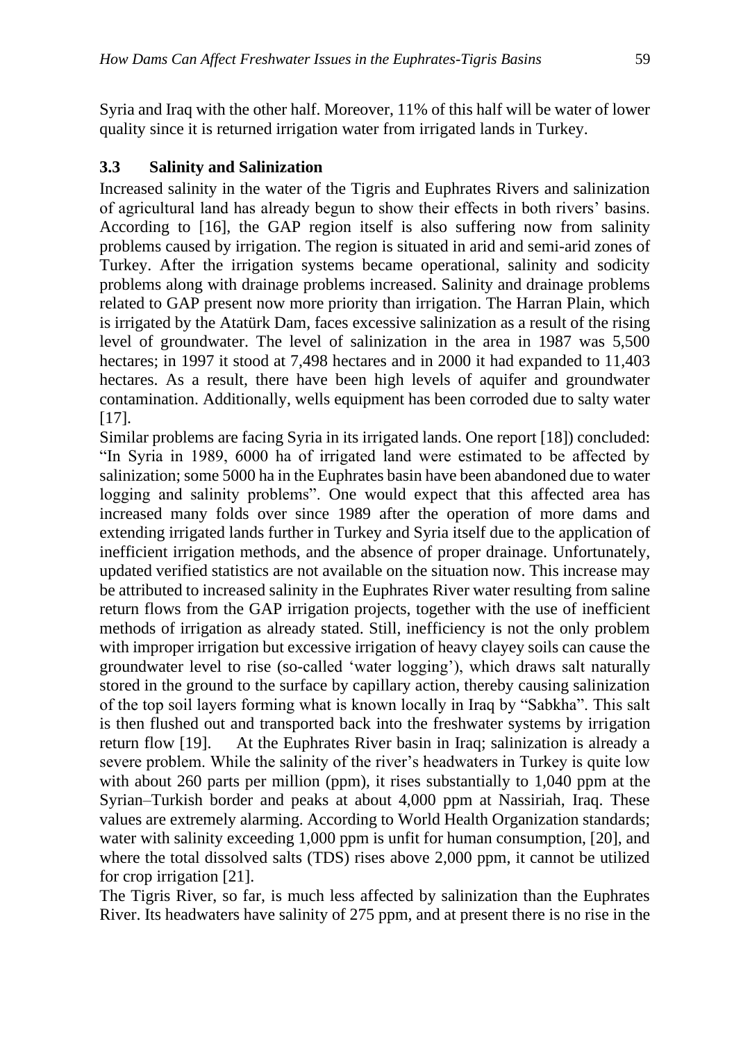Syria and Iraq with the other half. Moreover, 11% of this half will be water of lower quality since it is returned irrigation water from irrigated lands in Turkey.

### 3.3 Salinity and Salinization

Increased salinity in the water of the Tigris and Euphrates Rivers and salinization of agricultural land has already begun to show their effects in both rivers' basins. According to [16], the GAP region itself is also suffering now from salinity problems caused by irrigation. The region is situated in arid and semi-arid zones of Turkey. After the irrigation systems became operational, salinity and sodicity problems along with drainage problems increased. Salinity and drainage problems related to GAP present now more priority than irrigation. The Harran Plain, which is irrigated by the Atatürk Dam, faces excessive salinization as a result of the rising level of groundwater. The level of salinization in the area in 1987 was 5,500 hectares; in 1997 it stood at 7,498 hectares and in 2000 it had expanded to 11,403 hectares. As a result, there have been high levels of aquifer and groundwater contamination. Additionally, wells equipment has been corroded due to salty water [17].

Similar problems are facing Syria in its irrigated lands. One report [18]) concluded: "In Syria in 1989, 6000 ha of irrigated land were estimated to be affected by salinization; some 5000 ha in the Euphrates basin have been abandoned due to water logging and salinity problems". One would expect that this affected area has increased many folds over since 1989 after the operation of more dams and extending irrigated lands further in Turkey and Syria itself due to the application of inefficient irrigation methods, and the absence of proper drainage. Unfortunately, updated verified statistics are not available on the situation now. This increase may be attributed to increased salinity in the Euphrates River water resulting from saline return flows from the GAP irrigation projects, together with the use of inefficient methods of irrigation as already stated. Still, inefficiency is not the only problem with improper irrigation but excessive irrigation of heavy clayey soils can cause the groundwater level to rise (so-called 'water logging'), which draws salt naturally stored in the ground to the surface by capillary action, thereby causing salinization of the top soil layers forming what is known locally in Iraq by "Sabkha". This salt is then flushed out and transported back into the freshwater systems by irrigation return flow [19]. At the Euphrates River basin in Iraq; salinization is already a severe problem. While the salinity of the river's headwaters in Turkey is quite low with about 260 parts per million (ppm), it rises substantially to 1,040 ppm at the Syrian–Turkish border and peaks at about 4,000 ppm at Nassiriah, Iraq. These values are extremely alarming. According to World Health Organization standards; water with salinity exceeding 1,000 ppm is unfit for human consumption, [20], and where the total dissolved salts (TDS) rises above 2,000 ppm, it cannot be utilized for crop irrigation [21].

The Tigris River, so far, is much less affected by salinization than the Euphrates River. Its headwaters have salinity of 275 ppm, and at present there is no rise in the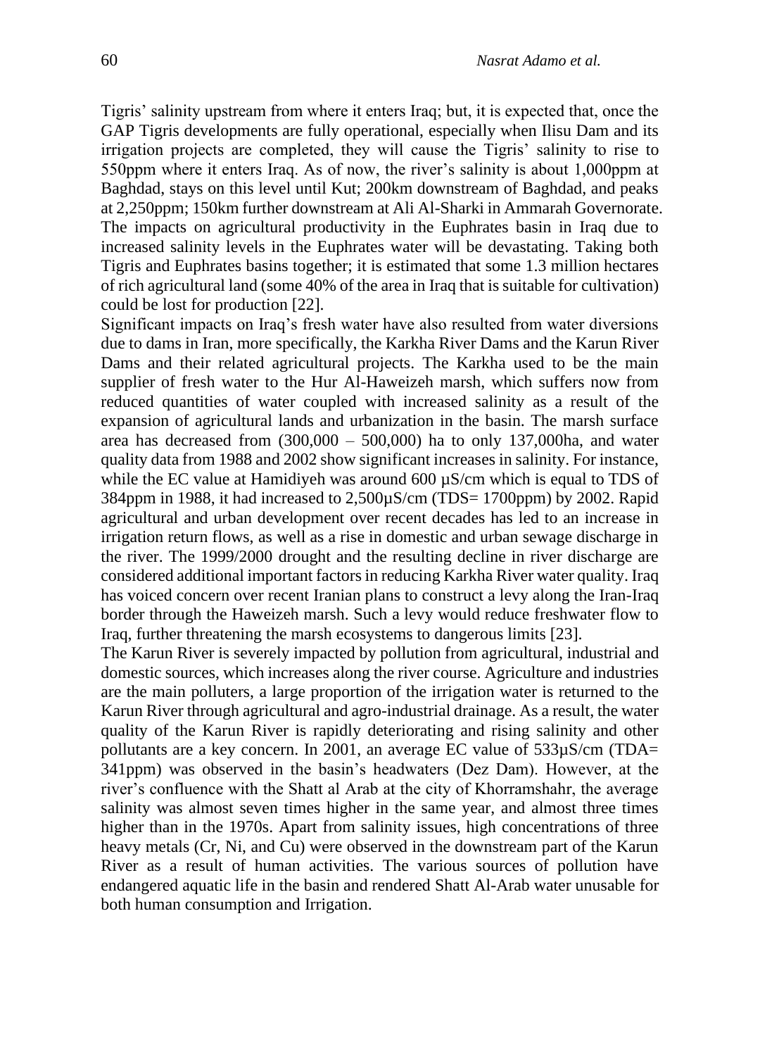Tigris' salinity upstream from where it enters Iraq; but, it is expected that, once the GAP Tigris developments are fully operational, especially when Ilisu Dam and its irrigation projects are completed, they will cause the Tigris' salinity to rise to 550ppm where it enters Iraq. As of now, the river's salinity is about 1,000ppm at Baghdad, stays on this level until Kut; 200km downstream of Baghdad, and peaks at 2,250ppm; 150km further downstream at Ali Al-Sharki in Ammarah Governorate. The impacts on agricultural productivity in the Euphrates basin in Iraq due to increased salinity levels in the Euphrates water will be devastating. Taking both Tigris and Euphrates basins together; it is estimated that some 1.3 million hectares of rich agricultural land (some 40% of the area in Iraq that is suitable for cultivation) could be lost for production [22].

Significant impacts on Iraq's fresh water have also resulted from water diversions due to dams in Iran, more specifically, the Karkha River Dams and the Karun River Dams and their related agricultural projects. The Karkha used to be the main supplier of fresh water to the Hur Al-Haweizeh marsh, which suffers now from reduced quantities of water coupled with increased salinity as a result of the expansion of agricultural lands and urbanization in the basin. The marsh surface area has decreased from (300,000 – 500,000) ha to only 137,000ha, and water quality data from 1988 and 2002 show significant increases in salinity. For instance, while the EC value at Hamidiyeh was around 600 µS/cm which is equal to TDS of 384ppm in 1988, it had increased to 2,500µS/cm (TDS= 1700ppm) by 2002. Rapid agricultural and urban development over recent decades has led to an increase in irrigation return flows, as well as a rise in domestic and urban sewage discharge in the river. The 1999/2000 drought and the resulting decline in river discharge are considered additional important factors in reducing Karkha River water quality. Iraq has voiced concern over recent Iranian plans to construct a levy along the Iran-Iraq border through the Haweizeh marsh. Such a levy would reduce freshwater flow to Iraq, further threatening the marsh ecosystems to dangerous limits [23].

The Karun River is severely impacted by pollution from agricultural, industrial and domestic sources, which increases along the river course. Agriculture and industries are the main polluters, a large proportion of the irrigation water is returned to the Karun River through agricultural and agro-industrial drainage. As a result, the water quality of the Karun River is rapidly deteriorating and rising salinity and other pollutants are a key concern. In 2001, an average EC value of 533µS/cm (TDA= 341ppm) was observed in the basin's headwaters (Dez Dam). However, at the river's confluence with the Shatt al Arab at the city of Khorramshahr, the average salinity was almost seven times higher in the same year, and almost three times higher than in the 1970s. Apart from salinity issues, high concentrations of three heavy metals (Cr, Ni, and Cu) were observed in the downstream part of the Karun River as a result of human activities. The various sources of pollution have endangered aquatic life in the basin and rendered Shatt Al-Arab water unusable for both human consumption and Irrigation.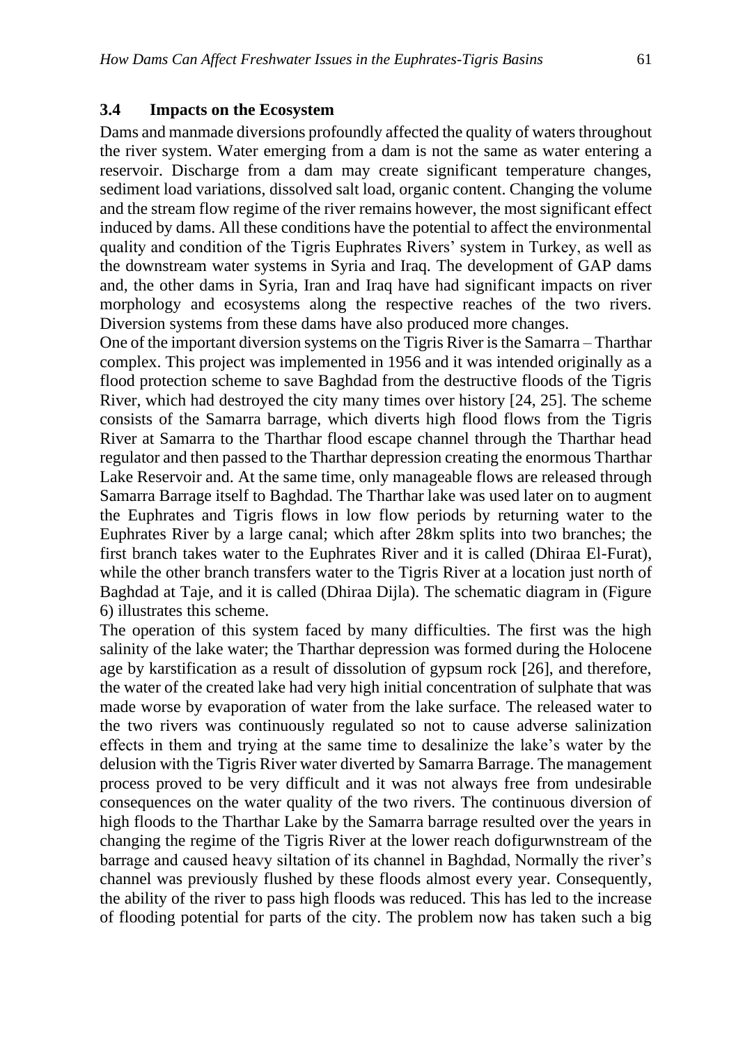### 3.4 Impacts on the Ecosystem

Dams and manmade diversions profoundly affected the quality of waters throughout the river system. Water emerging from a dam is not the same as water entering a reservoir. Discharge from a dam may create significant temperature changes, sediment load variations, dissolved salt load, organic content. Changing the volume and the stream flow regime of the river remains however, the most significant effect induced by dams. All these conditions have the potential to affect the environmental quality and condition of the Tigris Euphrates Rivers' system in Turkey, as well as the downstream water systems in Syria and Iraq. The development of GAP dams and, the other dams in Syria, Iran and Iraq have had significant impacts on river morphology and ecosystems along the respective reaches of the two rivers. Diversion systems from these dams have also produced more changes.

One of the important diversion systems on the Tigris River is the Samarra – Tharthar complex. This project was implemented in 1956 and it was intended originally as a flood protection scheme to save Baghdad from the destructive floods of the Tigris River, which had destroyed the city many times over history [24, 25]. The scheme consists of the Samarra barrage, which diverts high flood flows from the Tigris River at Samarra to the Tharthar flood escape channel through the Tharthar head regulator and then passed to the Tharthar depression creating the enormous Tharthar Lake Reservoir and. At the same time, only manageable flows are released through Samarra Barrage itself to Baghdad. The Tharthar lake was used later on to augment the Euphrates and Tigris flows in low flow periods by returning water to the Euphrates River by a large canal; which after 28km splits into two branches; the first branch takes water to the Euphrates River and it is called (Dhiraa El-Furat), while the other branch transfers water to the Tigris River at a location just north of Baghdad at Taje, and it is called (Dhiraa Dijla). The schematic diagram in (Figure 6) illustrates this scheme.

The operation of this system faced by many difficulties. The first was the high salinity of the lake water; the Tharthar depression was formed during the Holocene age by karstification as a result of dissolution of gypsum rock [26], and therefore, the water of the created lake had very high initial concentration of sulphate that was made worse by evaporation of water from the lake surface. The released water to the two rivers was continuously regulated so not to cause adverse salinization effects in them and trying at the same time to desalinize the lake's water by the delusion with the Tigris River water diverted by Samarra Barrage. The management process proved to be very difficult and it was not always free from undesirable consequences on the water quality of the two rivers. The continuous diversion of high floods to the Tharthar Lake by the Samarra barrage resulted over the years in changing the regime of the Tigris River at the lower reach dofigurwnstream of the barrage and caused heavy siltation of its channel in Baghdad, Normally the river's channel was previously flushed by these floods almost every year. Consequently, the ability of the river to pass high floods was reduced. This has led to the increase of flooding potential for parts of the city. The problem now has taken such a big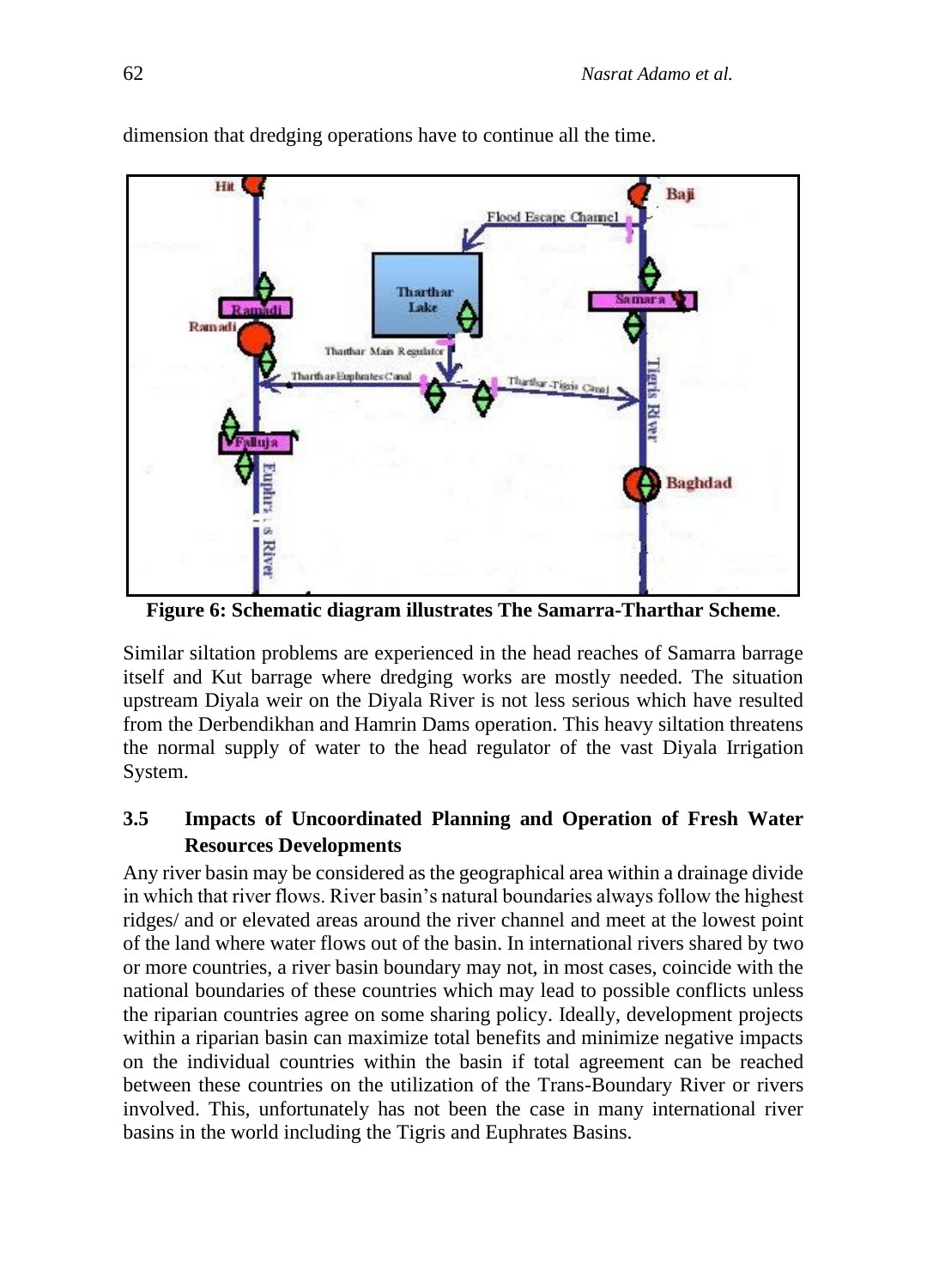dimension that dredging operations have to continue all the time.

**Figure 6: Schematic diagram illustrates The Samarra-Tharthar Scheme.**

Similar siltation problems are experienced in the head reaches of Samarra barrage itself and Kut barrage where dredging works are mostly needed. The situation upstream Diyala weir on the Diyala River is not less serious which have resulted from the Derbendikhan and Hamrin Dams operation. This heavy siltation threatens the normal supply of water to the head regulator of the vast Diyala Irrigation System.

### 3.5 Impacts of Uncoordinated Planning and Operation of Fresh Water Resources Developments

Any river basin may be considered as the geographical area within a drainage divide in which that river flows. River basin's natural boundaries always follow the highest ridges/ and or elevated areas around the river channel and meet at the lowest point of the land where water flows out of the basin. In international rivers shared by two or more countries, a river basin boundary may not, in most cases, coincide with the national boundaries of these countries which may lead to possible conflicts unless the riparian countries agree on some sharing policy. Ideally, development projects within a riparian basin can maximize total benefits and minimize negative impacts on the individual countries within the basin if total agreement can be reached between these countries on the utilization of the Trans-Boundary River or rivers involved. This, unfortunately has not been the case in many international river basins in the world including the Tigris and Euphrates Basins.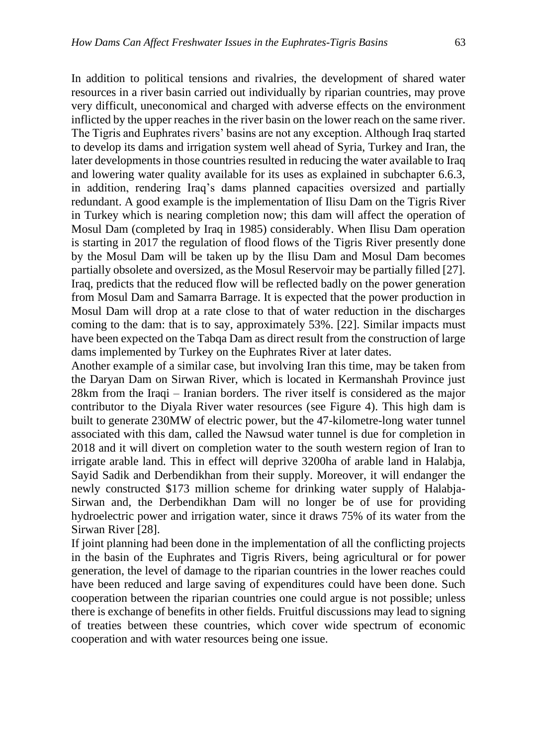In addition to political tensions and rivalries, the development of shared water resources in a river basin carried out individually by riparian countries, may prove very difficult, uneconomical and charged with adverse effects on the environment inflicted by the upper reaches in the river basin on the lower reach on the same river. The Tigris and Euphrates rivers' basins are not any exception. Although Iraq started to develop its dams and irrigation system well ahead of Syria, Turkey and Iran, the later developments in those countries resulted in reducing the water available to Iraq and lowering water quality available for its uses as explained in subchapter 6.6.3, in addition, rendering Iraq's dams planned capacities oversized and partially redundant. A good example is the implementation of Ilisu Dam on the Tigris River in Turkey which is nearing completion now; this dam will affect the operation of Mosul Dam (completed by Iraq in 1985) considerably. When Ilisu Dam operation is starting in 2017 the regulation of flood flows of the Tigris River presently done by the Mosul Dam will be taken up by the Ilisu Dam and Mosul Dam becomes partially obsolete and oversized, as the Mosul Reservoir may be partially filled [27]. Iraq, predicts that the reduced flow will be reflected badly on the power generation from Mosul Dam and Samarra Barrage. It is expected that the power production in Mosul Dam will drop at a rate close to that of water reduction in the discharges coming to the dam: that is to say, approximately 53%. [22]. Similar impacts must have been expected on the Tabqa Dam as direct result from the construction of large dams implemented by Turkey on the Euphrates River at later dates.

Another example of a similar case, but involving Iran this time, may be taken from the Daryan Dam on Sirwan River, which is located in Kermanshah Province just 28km from the Iraqi – Iranian borders. The river itself is considered as the major contributor to the Diyala River water resources (see Figure 4). This high dam is built to generate 230MW of electric power, but the 47-kilometre-long water tunnel associated with this dam, called the Nawsud water tunnel is due for completion in 2018 and it will divert on completion water to the south western region of Iran to irrigate arable land. This in effect will deprive 3200ha of arable land in Halabja, Sayid Sadik and Derbendikhan from their supply. Moreover, it will endanger the newly constructed $173 million scheme for drinking water supply of Halabja-Sirwan and, the Derbendikhan Dam will no longer be of use for providing hydroelectric power and irrigation water, since it draws 75% of its water from the Sirwan River [28].

If joint planning had been done in the implementation of all the conflicting projects in the basin of the Euphrates and Tigris Rivers, being agricultural or for power generation, the level of damage to the riparian countries in the lower reaches could have been reduced and large saving of expenditures could have been done. Such cooperation between the riparian countries one could argue is not possible; unless there is exchange of benefits in other fields. Fruitful discussions may lead to signing of treaties between these countries, which cover wide spectrum of economic cooperation and with water resources being one issue.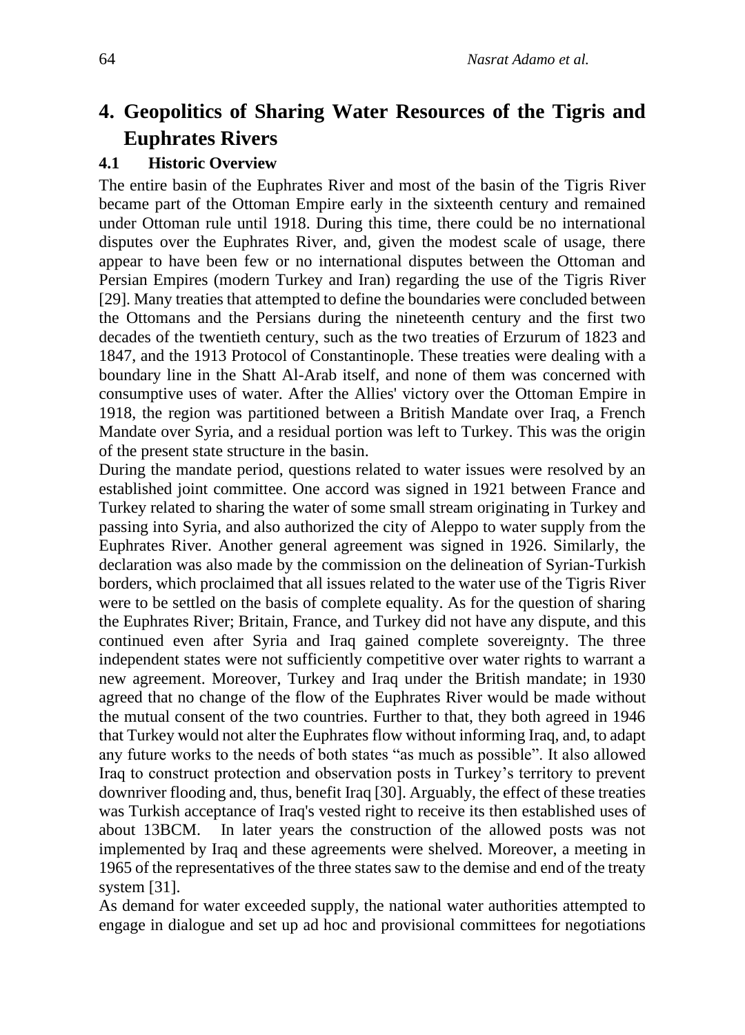## 4. Geopolitics of Sharing Water Resources of the Tigris and Euphrates Rivers

### 4.1 Historic Overview

The entire basin of the Euphrates River and most of the basin of the Tigris River became part of the Ottoman Empire early in the sixteenth century and remained under Ottoman rule until 1918. During this time, there could be no international disputes over the Euphrates River, and, given the modest scale of usage, there appear to have been few or no international disputes between the Ottoman and Persian Empires (modern Turkey and Iran) regarding the use of the Tigris River [29]. Many treaties that attempted to define the boundaries were concluded between the Ottomans and the Persians during the nineteenth century and the first two decades of the twentieth century, such as the two treaties of Erzurum of 1823 and 1847, and the 1913 Protocol of Constantinople. These treaties were dealing with a boundary line in the Shatt Al-Arab itself, and none of them was concerned with consumptive uses of water. After the Allies' victory over the Ottoman Empire in 1918, the region was partitioned between a British Mandate over Iraq, a French Mandate over Syria, and a residual portion was left to Turkey. This was the origin of the present state structure in the basin.

During the mandate period, questions related to water issues were resolved by an established joint committee. One accord was signed in 1921 between France and Turkey related to sharing the water of some small stream originating in Turkey and passing into Syria, and also authorized the city of Aleppo to water supply from the Euphrates River. Another general agreement was signed in 1926. Similarly, the declaration was also made by the commission on the delineation of Syrian-Turkish borders, which proclaimed that all issues related to the water use of the Tigris River were to be settled on the basis of complete equality. As for the question of sharing the Euphrates River; Britain, France, and Turkey did not have any dispute, and this continued even after Syria and Iraq gained complete sovereignty. The three independent states were not sufficiently competitive over water rights to warrant a new agreement. Moreover, Turkey and Iraq under the British mandate; in 1930 agreed that no change of the flow of the Euphrates River would be made without the mutual consent of the two countries. Further to that, they both agreed in 1946 that Turkey would not alter the Euphrates flow without informing Iraq, and, to adapt any future works to the needs of both states "as much as possible". It also allowed Iraq to construct protection and observation posts in Turkey's territory to prevent downriver flooding and, thus, benefit Iraq [30]. Arguably, the effect of these treaties was Turkish acceptance of Iraq's vested right to receive its then established uses of about 13BCM. In later years the construction of the allowed posts was not implemented by Iraq and these agreements were shelved. Moreover, a meeting in 1965 of the representatives of the three states saw to the demise and end of the treaty system [31].

As demand for water exceeded supply, the national water authorities attempted to engage in dialogue and set up ad hoc and provisional committees for negotiations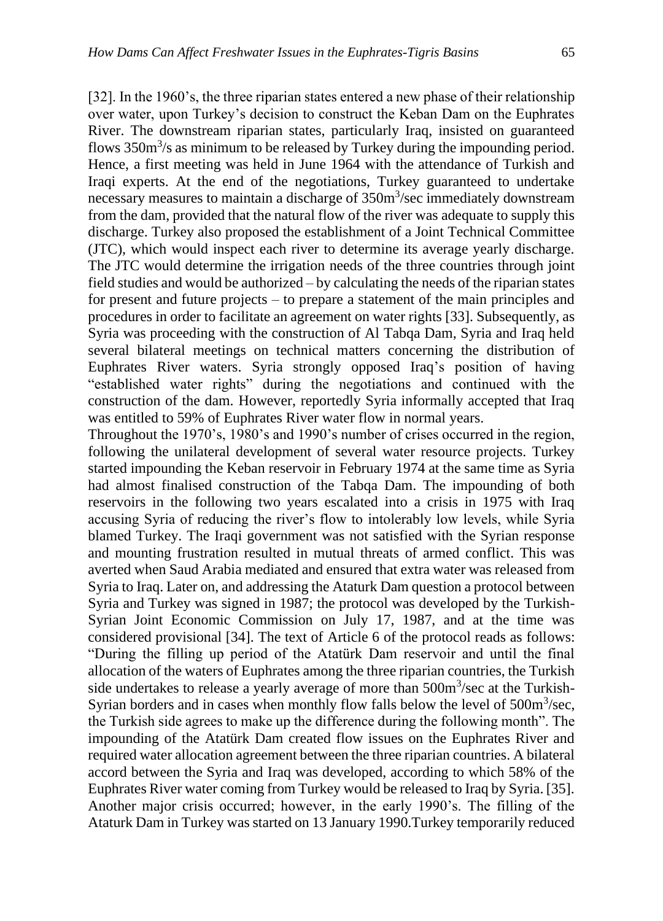[32]. In the 1960's, the three riparian states entered a new phase of their relationship over water, upon Turkey's decision to construct the Keban Dam on the Euphrates River. The downstream riparian states, particularly Iraq, insisted on guaranteed flows $350m^3/s$ as minimum to be released by Turkey during the impounding period. Hence, a first meeting was held in June 1964 with the attendance of Turkish and Iraqi experts. At the end of the negotiations, Turkey guaranteed to undertake necessary measures to maintain a discharge of $350m^3/sec$ immediately downstream from the dam, provided that the natural flow of the river was adequate to supply this discharge. Turkey also proposed the establishment of a Joint Technical Committee (JTC), which would inspect each river to determine its average yearly discharge. The JTC would determine the irrigation needs of the three countries through joint field studies and would be authorized – by calculating the needs of the riparian states for present and future projects – to prepare a statement of the main principles and procedures in order to facilitate an agreement on water rights [33]. Subsequently, as Syria was proceeding with the construction of Al Tabqa Dam, Syria and Iraq held several bilateral meetings on technical matters concerning the distribution of Euphrates River waters. Syria strongly opposed Iraq's position of having "established water rights" during the negotiations and continued with the construction of the dam. However, reportedly Syria informally accepted that Iraq was entitled to 59% of Euphrates River water flow in normal years.

Throughout the 1970's, 1980's and 1990's number of crises occurred in the region, following the unilateral development of several water resource projects. Turkey started impounding the Keban reservoir in February 1974 at the same time as Syria had almost finalised construction of the Tabqa Dam. The impounding of both reservoirs in the following two years escalated into a crisis in 1975 with Iraq accusing Syria of reducing the river's flow to intolerably low levels, while Syria blamed Turkey. The Iraqi government was not satisfied with the Syrian response and mounting frustration resulted in mutual threats of armed conflict. This was averted when Saud Arabia mediated and ensured that extra water was released from Syria to Iraq. Later on, and addressing the Ataturk Dam question a protocol between Syria and Turkey was signed in 1987; the protocol was developed by the Turkish-Syrian Joint Economic Commission on July 17, 1987, and at the time was considered provisional [34]. The text of Article 6 of the protocol reads as follows: "During the filling up period of the Atatürk Dam reservoir and until the final allocation of the waters of Euphrates among the three riparian countries, the Turkish side undertakes to release a yearly average of more than $500m^3/sec$ at the Turkish-Syrian borders and in cases when monthly flow falls below the level of $500m^3/sec$, the Turkish side agrees to make up the difference during the following month". The impounding of the Atatürk Dam created flow issues on the Euphrates River and required water allocation agreement between the three riparian countries. A bilateral accord between the Syria and Iraq was developed, according to which 58% of the Euphrates River water coming from Turkey would be released to Iraq by Syria. [35]. Another major crisis occurred; however, in the early 1990's. The filling of the Ataturk Dam in Turkey was started on 13 January 1990.Turkey temporarily reduced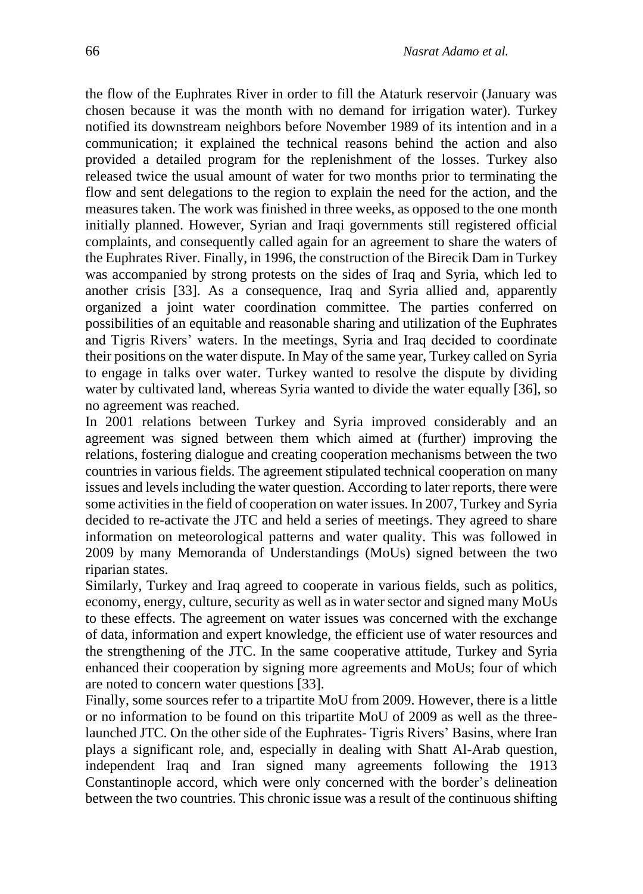the flow of the Euphrates River in order to fill the Ataturk reservoir (January was chosen because it was the month with no demand for irrigation water). Turkey notified its downstream neighbors before November 1989 of its intention and in a communication; it explained the technical reasons behind the action and also provided a detailed program for the replenishment of the losses. Turkey also released twice the usual amount of water for two months prior to terminating the flow and sent delegations to the region to explain the need for the action, and the measures taken. The work was finished in three weeks, as opposed to the one month initially planned. However, Syrian and Iraqi governments still registered official complaints, and consequently called again for an agreement to share the waters of the Euphrates River. Finally, in 1996, the construction of the Birecik Dam in Turkey was accompanied by strong protests on the sides of Iraq and Syria, which led to another crisis [33]. As a consequence, Iraq and Syria allied and, apparently organized a joint water coordination committee. The parties conferred on possibilities of an equitable and reasonable sharing and utilization of the Euphrates and Tigris Rivers' waters. In the meetings, Syria and Iraq decided to coordinate their positions on the water dispute. In May of the same year, Turkey called on Syria to engage in talks over water. Turkey wanted to resolve the dispute by dividing water by cultivated land, whereas Syria wanted to divide the water equally [36], so no agreement was reached.

In 2001 relations between Turkey and Syria improved considerably and an agreement was signed between them which aimed at (further) improving the relations, fostering dialogue and creating cooperation mechanisms between the two countries in various fields. The agreement stipulated technical cooperation on many issues and levels including the water question. According to later reports, there were some activities in the field of cooperation on water issues. In 2007, Turkey and Syria decided to re-activate the JTC and held a series of meetings. They agreed to share information on meteorological patterns and water quality. This was followed in 2009 by many Memoranda of Understandings (MoUs) signed between the two riparian states.

Similarly, Turkey and Iraq agreed to cooperate in various fields, such as politics, economy, energy, culture, security as well as in water sector and signed many MoUs to these effects. The agreement on water issues was concerned with the exchange of data, information and expert knowledge, the efficient use of water resources and the strengthening of the JTC. In the same cooperative attitude, Turkey and Syria enhanced their cooperation by signing more agreements and MoUs; four of which are noted to concern water questions [33].

Finally, some sources refer to a tripartite MoU from 2009. However, there is a little or no information to be found on this tripartite MoU of 2009 as well as the three-launched JTC. On the other side of the Euphrates- Tigris Rivers' Basins, where Iran plays a significant role, and, especially in dealing with Shatt Al-Arab question, independent Iraq and Iran signed many agreements following the 1913 Constantinople accord, which were only concerned with the border's delineation between the two countries. This chronic issue was a result of the continuous shifting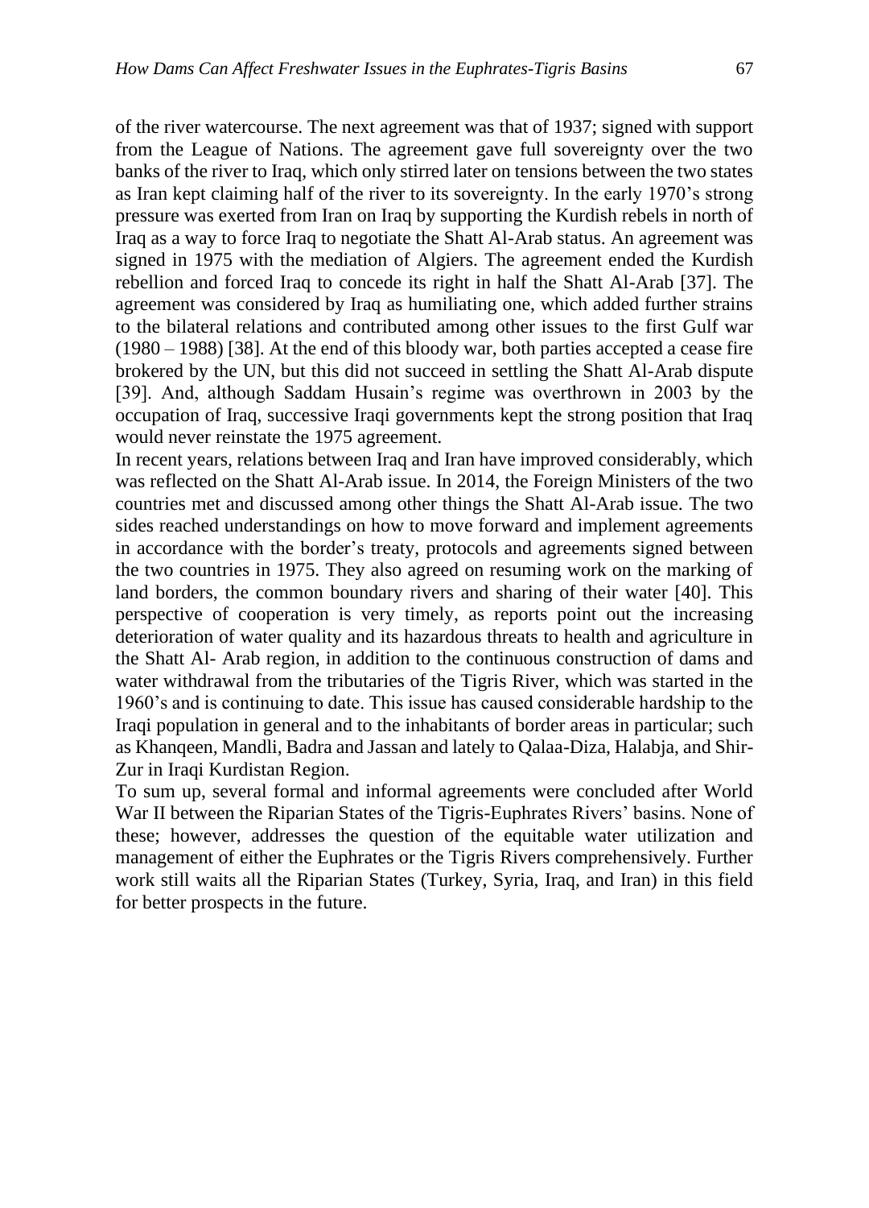of the river watercourse. The next agreement was that of 1937; signed with support from the League of Nations. The agreement gave full sovereignty over the two banks of the river to Iraq, which only stirred later on tensions between the two states as Iran kept claiming half of the river to its sovereignty. In the early 1970's strong pressure was exerted from Iran on Iraq by supporting the Kurdish rebels in north of Iraq as a way to force Iraq to negotiate the Shatt Al-Arab status. An agreement was signed in 1975 with the mediation of Algiers. The agreement ended the Kurdish rebellion and forced Iraq to concede its right in half the Shatt Al-Arab [37]. The agreement was considered by Iraq as humiliating one, which added further strains to the bilateral relations and contributed among other issues to the first Gulf war (1980 – 1988) [38]. At the end of this bloody war, both parties accepted a cease fire brokered by the UN, but this did not succeed in settling the Shatt Al-Arab dispute [39]. And, although Saddam Husain's regime was overthrown in 2003 by the occupation of Iraq, successive Iraqi governments kept the strong position that Iraq would never reinstate the 1975 agreement.

In recent years, relations between Iraq and Iran have improved considerably, which was reflected on the Shatt Al-Arab issue. In 2014, the Foreign Ministers of the two countries met and discussed among other things the Shatt Al-Arab issue. The two sides reached understandings on how to move forward and implement agreements in accordance with the border's treaty, protocols and agreements signed between the two countries in 1975. They also agreed on resuming work on the marking of land borders, the common boundary rivers and sharing of their water [40]. This perspective of cooperation is very timely, as reports point out the increasing deterioration of water quality and its hazardous threats to health and agriculture in the Shatt Al- Arab region, in addition to the continuous construction of dams and water withdrawal from the tributaries of the Tigris River, which was started in the 1960's and is continuing to date. This issue has caused considerable hardship to the Iraqi population in general and to the inhabitants of border areas in particular; such as Khanqeen, Mandli, Badra and Jassan and lately to Qalaa-Diza, Halabja, and Shir-Zur in Iraqi Kurdistan Region.

To sum up, several formal and informal agreements were concluded after World War II between the Riparian States of the Tigris-Euphrates Rivers' basins. None of these; however, addresses the question of the equitable water utilization and management of either the Euphrates or the Tigris Rivers comprehensively. Further work still waits all the Riparian States (Turkey, Syria, Iraq, and Iran) in this field for better prospects in the future.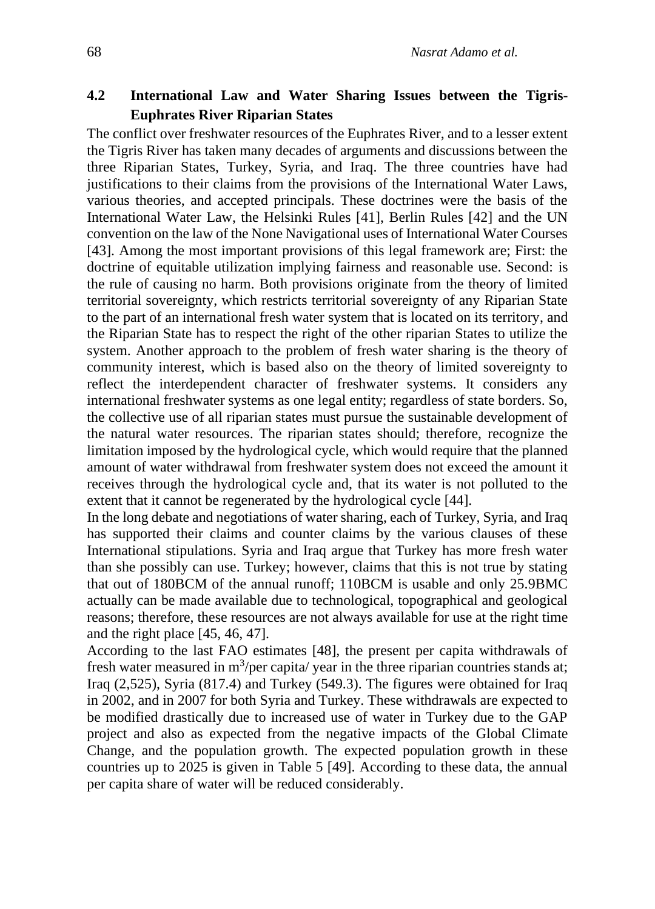### 4.2 International Law and Water Sharing Issues between the Tigris-Euphrates River Riparian States

The conflict over freshwater resources of the Euphrates River, and to a lesser extent the Tigris River has taken many decades of arguments and discussions between the three Riparian States, Turkey, Syria, and Iraq. The three countries have had justifications to their claims from the provisions of the International Water Laws, various theories, and accepted principals. These doctrines were the basis of the International Water Law, the Helsinki Rules [41], Berlin Rules [42] and the UN convention on the law of the None Navigational uses of International Water Courses [43]. Among the most important provisions of this legal framework are; First: the doctrine of equitable utilization implying fairness and reasonable use. Second: is the rule of causing no harm. Both provisions originate from the theory of limited territorial sovereignty, which restricts territorial sovereignty of any Riparian State to the part of an international fresh water system that is located on its territory, and the Riparian State has to respect the right of the other riparian States to utilize the system. Another approach to the problem of fresh water sharing is the theory of community interest, which is based also on the theory of limited sovereignty to reflect the interdependent character of freshwater systems. It considers any international freshwater systems as one legal entity; regardless of state borders. So, the collective use of all riparian states must pursue the sustainable development of the natural water resources. The riparian states should; therefore, recognize the limitation imposed by the hydrological cycle, which would require that the planned amount of water withdrawal from freshwater system does not exceed the amount it receives through the hydrological cycle and, that its water is not polluted to the extent that it cannot be regenerated by the hydrological cycle [44].

In the long debate and negotiations of water sharing, each of Turkey, Syria, and Iraq has supported their claims and counter claims by the various clauses of these International stipulations. Syria and Iraq argue that Turkey has more fresh water than she possibly can use. Turkey; however, claims that this is not true by stating that out of 180BCM of the annual runoff; 110BCM is usable and only 25.9BMC actually can be made available due to technological, topographical and geological reasons; therefore, these resources are not always available for use at the right time and the right place [45, 46, 47].

According to the last FAO estimates [48], the present per capita withdrawals of fresh water measured in $m^3$/per capita/ year in the three riparian countries stands at; Iraq (2,525), Syria (817.4) and Turkey (549.3). The figures were obtained for Iraq in 2002, and in 2007 for both Syria and Turkey. These withdrawals are expected to be modified drastically due to increased use of water in Turkey due to the GAP project and also as expected from the negative impacts of the Global Climate Change, and the population growth. The expected population growth in these countries up to 2025 is given in Table 5 [49]. According to these data, the annual per capita share of water will be reduced considerably.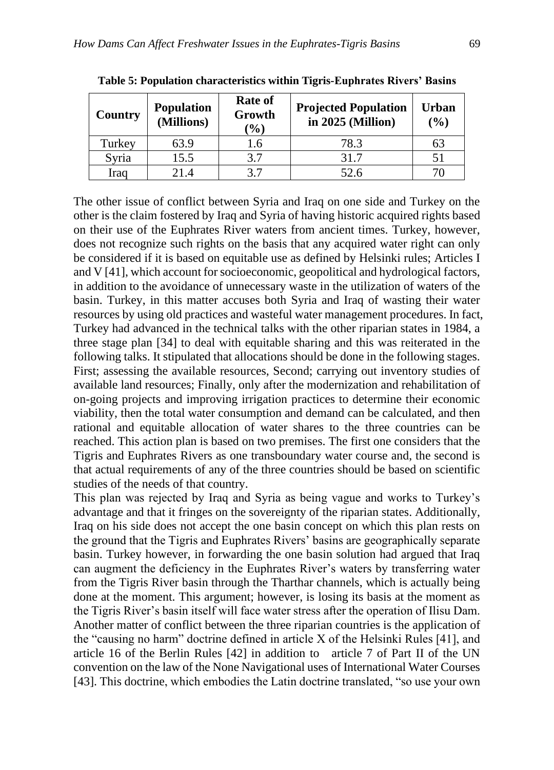**Table 5: Population characteristics within Tigris-Euphrates Rivers' Basins**

| Country | Population (Millions) | Rate of Growth (%) | Projected Population in 2025 (Million) | Urban (%) |
|---|---|---|---|---|
| Turkey | 63.9 | 1.6 | 78.3 | 63 |
| Syria | 15.5 | 3.7 | 31.7 | 51 |
| Iraq | 21.4 | 3.7 | 52.6 | 70 |

The other issue of conflict between Syria and Iraq on one side and Turkey on the other is the claim fostered by Iraq and Syria of having historic acquired rights based on their use of the Euphrates River waters from ancient times. Turkey, however, does not recognize such rights on the basis that any acquired water right can only be considered if it is based on equitable use as defined by Helsinki rules; Articles I and V [41], which account for socioeconomic, geopolitical and hydrological factors, in addition to the avoidance of unnecessary waste in the utilization of waters of the basin. Turkey, in this matter accuses both Syria and Iraq of wasting their water resources by using old practices and wasteful water management procedures. In fact, Turkey had advanced in the technical talks with the other riparian states in 1984, a three stage plan [34] to deal with equitable sharing and this was reiterated in the following talks. It stipulated that allocations should be done in the following stages. First; assessing the available resources, Second; carrying out inventory studies of available land resources; Finally, only after the modernization and rehabilitation of on-going projects and improving irrigation practices to determine their economic viability, then the total water consumption and demand can be calculated, and then rational and equitable allocation of water shares to the three countries can be reached. This action plan is based on two premises. The first one considers that the Tigris and Euphrates Rivers as one transboundary water course and, the second is that actual requirements of any of the three countries should be based on scientific studies of the needs of that country.

This plan was rejected by Iraq and Syria as being vague and works to Turkey's advantage and that it fringes on the sovereignty of the riparian states. Additionally, Iraq on his side does not accept the one basin concept on which this plan rests on the ground that the Tigris and Euphrates Rivers' basins are geographically separate basin. Turkey however, in forwarding the one basin solution had argued that Iraq can augment the deficiency in the Euphrates River's waters by transferring water from the Tigris River basin through the Tharthar channels, which is actually being done at the moment. This argument; however, is losing its basis at the moment as the Tigris River's basin itself will face water stress after the operation of Ilisu Dam. Another matter of conflict between the three riparian countries is the application of the "causing no harm" doctrine defined in article X of the Helsinki Rules [41], and article 16 of the Berlin Rules [42] in addition to article 7 of Part II of the UN convention on the law of the None Navigational uses of International Water Courses [43]. This doctrine, which embodies the Latin doctrine translated, "so use your own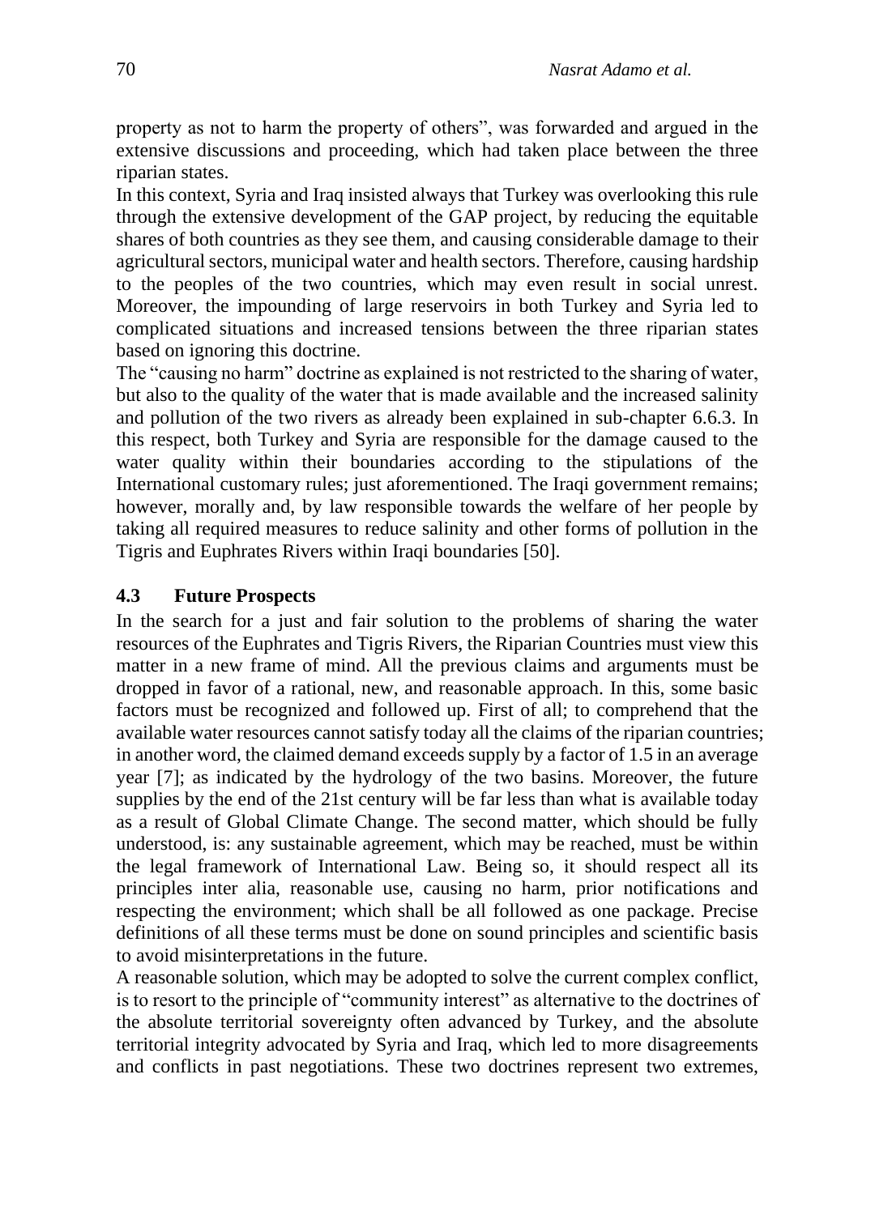property as not to harm the property of others", was forwarded and argued in the extensive discussions and proceeding, which had taken place between the three riparian states.

In this context, Syria and Iraq insisted always that Turkey was overlooking this rule through the extensive development of the GAP project, by reducing the equitable shares of both countries as they see them, and causing considerable damage to their agricultural sectors, municipal water and health sectors. Therefore, causing hardship to the peoples of the two countries, which may even result in social unrest. Moreover, the impounding of large reservoirs in both Turkey and Syria led to complicated situations and increased tensions between the three riparian states based on ignoring this doctrine.

The "causing no harm" doctrine as explained is not restricted to the sharing of water, but also to the quality of the water that is made available and the increased salinity and pollution of the two rivers as already been explained in sub-chapter 6.6.3. In this respect, both Turkey and Syria are responsible for the damage caused to the water quality within their boundaries according to the stipulations of the International customary rules; just aforementioned. The Iraqi government remains; however, morally and, by law responsible towards the welfare of her people by taking all required measures to reduce salinity and other forms of pollution in the Tigris and Euphrates Rivers within Iraqi boundaries [50].

## 4.3 Future Prospects

In the search for a just and fair solution to the problems of sharing the water resources of the Euphrates and Tigris Rivers, the Riparian Countries must view this matter in a new frame of mind. All the previous claims and arguments must be dropped in favor of a rational, new, and reasonable approach. In this, some basic factors must be recognized and followed up. First of all; to comprehend that the available water resources cannot satisfy today all the claims of the riparian countries; in another word, the claimed demand exceeds supply by a factor of 1.5 in an average year [7]; as indicated by the hydrology of the two basins. Moreover, the future supplies by the end of the 21st century will be far less than what is available today as a result of Global Climate Change. The second matter, which should be fully understood, is: any sustainable agreement, which may be reached, must be within the legal framework of International Law. Being so, it should respect all its principles inter alia, reasonable use, causing no harm, prior notifications and respecting the environment; which shall be all followed as one package. Precise definitions of all these terms must be done on sound principles and scientific basis to avoid misinterpretations in the future.

A reasonable solution, which may be adopted to solve the current complex conflict, is to resort to the principle of "community interest" as alternative to the doctrines of the absolute territorial sovereignty often advanced by Turkey, and the absolute territorial integrity advocated by Syria and Iraq, which led to more disagreements and conflicts in past negotiations. These two doctrines represent two extremes,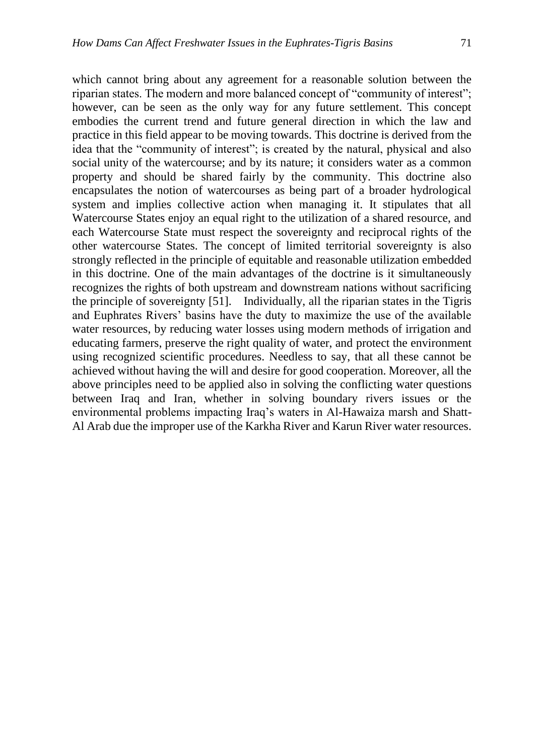which cannot bring about any agreement for a reasonable solution between the riparian states. The modern and more balanced concept of "community of interest"; however, can be seen as the only way for any future settlement. This concept embodies the current trend and future general direction in which the law and practice in this field appear to be moving towards. This doctrine is derived from the idea that the "community of interest"; is created by the natural, physical and also social unity of the watercourse; and by its nature; it considers water as a common property and should be shared fairly by the community. This doctrine also encapsulates the notion of watercourses as being part of a broader hydrological system and implies collective action when managing it. It stipulates that all Watercourse States enjoy an equal right to the utilization of a shared resource, and each Watercourse State must respect the sovereignty and reciprocal rights of the other watercourse States. The concept of limited territorial sovereignty is also strongly reflected in the principle of equitable and reasonable utilization embedded in this doctrine. One of the main advantages of the doctrine is it simultaneously recognizes the rights of both upstream and downstream nations without sacrificing the principle of sovereignty [51]. Individually, all the riparian states in the Tigris and Euphrates Rivers' basins have the duty to maximize the use of the available water resources, by reducing water losses using modern methods of irrigation and educating farmers, preserve the right quality of water, and protect the environment using recognized scientific procedures. Needless to say, that all these cannot be achieved without having the will and desire for good cooperation. Moreover, all the above principles need to be applied also in solving the conflicting water questions between Iraq and Iran, whether in solving boundary rivers issues or the environmental problems impacting Iraq's waters in Al-Hawaiza marsh and Shatt-Al Arab due the improper use of the Karkha River and Karun River water resources.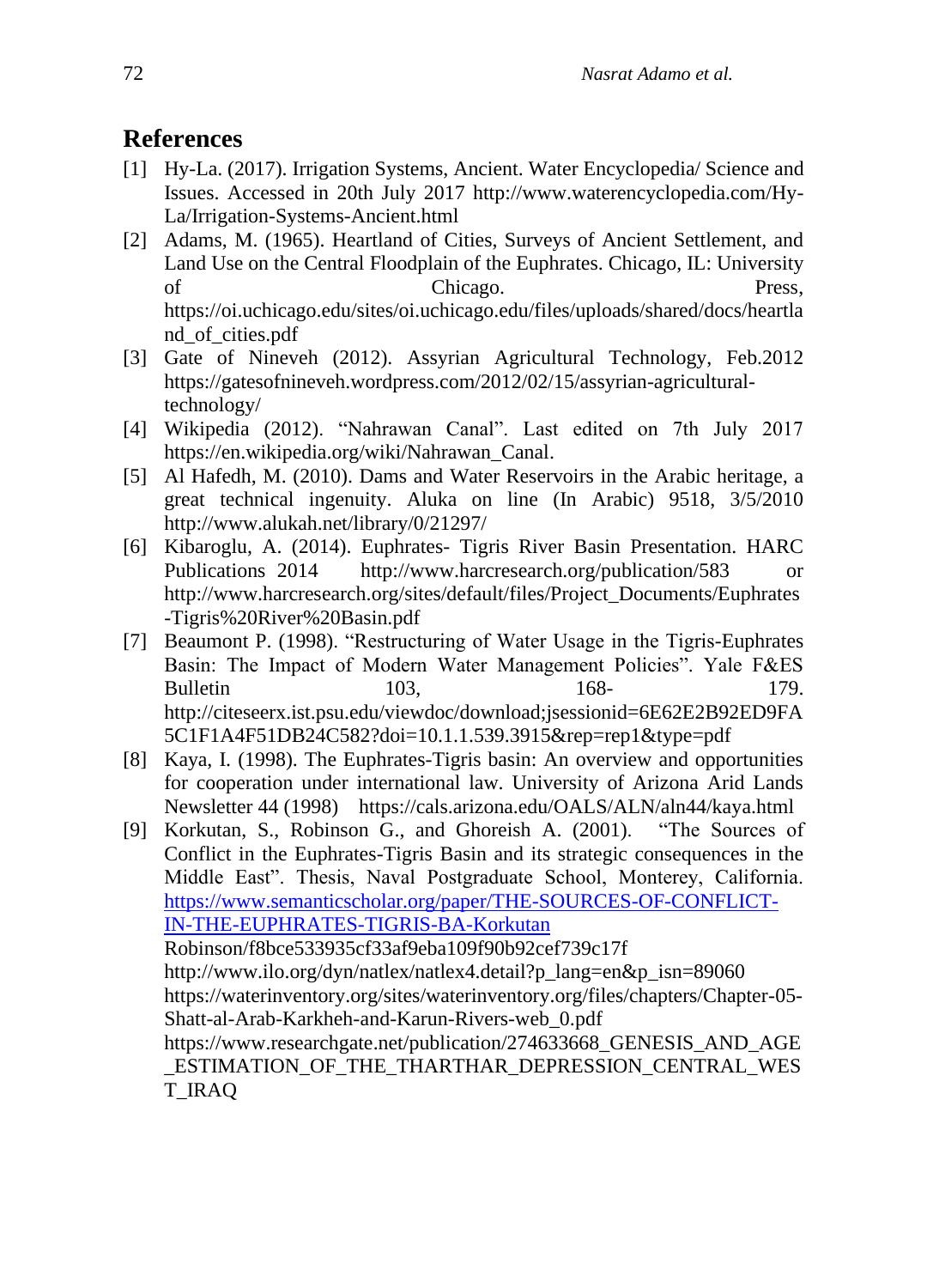## References

[1] Hy-La. (2017). Irrigation Systems, Ancient. Water Encyclopedia/ Science and Issues. Accessed in 20th July 2017 http://www.waterencyclopedia.com/Hy-La/Irrigation-Systems-Ancient.html

[2] Adams, M. (1965). Heartland of Cities, Surveys of Ancient Settlement, and Land Use on the Central Floodplain of the Euphrates. Chicago, IL: University of Chicago. Press, https://oi.uchicago.edu/sites/oi.uchicago.edu/files/uploads/shared/docs/heartland_of_cities.pdf

[3] Gate of Nineveh (2012). Assyrian Agricultural Technology, Feb.2012 https://gatesofnineveh.wordpress.com/2012/02/15/assyrian-agricultural-technology/

[4] Wikipedia (2012). “Nahrawan Canal”. Last edited on 7th July 2017 https://en.wikipedia.org/wiki/Nahrawan_Canal.

[5] Al Hafedh, M. (2010). Dams and Water Reservoirs in the Arabic heritage, a great technical ingenuity. Aluka on line (In Arabic) 9518, 3/5/2010 http://www.alukah.net/library/0/21297/

[6] Kibaroglu, A. (2014). Euphrates- Tigris River Basin Presentation. HARC Publications 2014 http://www.harcresearch.org/publication/583 or http://www.harcresearch.org/sites/default/files/Project_Documents/Euphrates-Tigris%20River%20Basin.pdf

[7] Beaumont P. (1998). “Restructuring of Water Usage in the Tigris-Euphrates Basin: The Impact of Modern Water Management Policies”. Yale F&ES Bulletin 103, 168- 179. http://citeseerx.ist.psu.edu/viewdoc/download;jsessionid=6E62E2B92ED9FA5C1F1A4F51DB24C582?doi=10.1.1.539.3915&rep=rep1&type=pdf

[8] Kaya, I. (1998). The Euphrates-Tigris basin: An overview and opportunities for cooperation under international law. University of Arizona Arid Lands Newsletter 44 (1998) https://cals.arizona.edu/OALS/ALN/aln44/kaya.html

[9] Korkutan, S., Robinson G., and Ghoreish A. (2001). “The Sources of Conflict in the Euphrates-Tigris Basin and its strategic consequences in the Middle East”. Thesis, Naval Postgraduate School, Monterey, California. https://www.semanticscholar.org/paper/THE-SOURCES-OF-CONFLICT-IN-THE-EUPHRATES-TIGRIS-BA-Korkutan Robinson/f8bce533935cf33af9eba109f90b92cef739c17f
http://www.ilo.org/dyn/natlex/natlex4.detail?p_lang=en&p_isn=89060
https://waterinventory.org/sites/waterinventory.org/files/chapters/Chapter-05-Shatt-al-Arab-Karkheh-and-Karun-Rivers-web_0.pdf
https://www.researchgate.net/publication/274633668_GENESIS_AND_AGE_ESTIMATION_OF_THE_THARTHAR_DEPRESSION_CENTRAL_WEST_IRAQ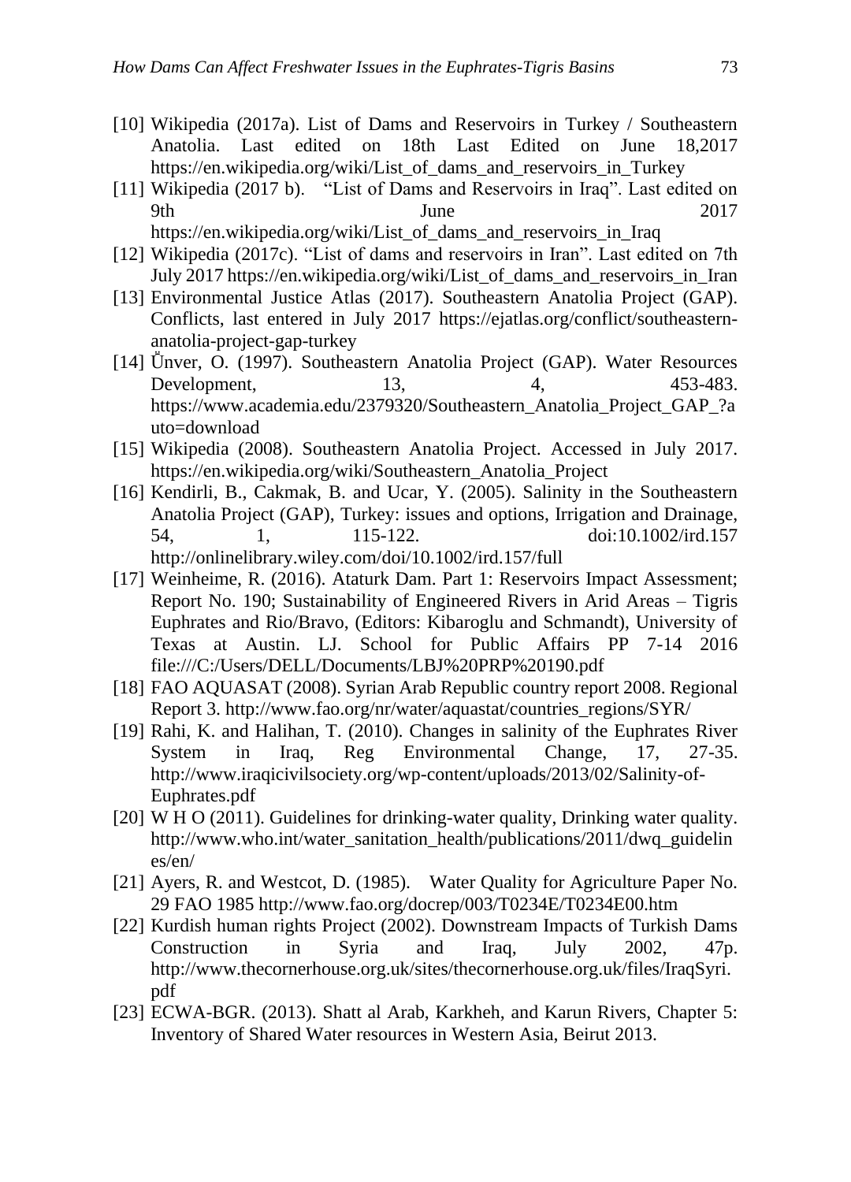[10] Wikipedia (2017a). List of Dams and Reservoirs in Turkey / Southeastern Anatolia. Last edited on 18th Last Edited on June 18,2017 https://en.wikipedia.org/wiki/List_of_dams_and_reservoirs_in_Turkey

[11] Wikipedia (2017 b). "List of Dams and Reservoirs in Iraq". Last edited on 9th June 2017 https://en.wikipedia.org/wiki/List_of_dams_and_reservoirs_in_Iraq

[12] Wikipedia (2017c). "List of dams and reservoirs in Iran". Last edited on 7th July 2017 https://en.wikipedia.org/wiki/List_of_dams_and_reservoirs_in_Iran

[13] Environmental Justice Atlas (2017). Southeastern Anatolia Project (GAP). Conflicts, last entered in July 2017 https://ejatlas.org/conflict/southeastern-anatolia-project-gap-turkey

[14] Ü̈nver, O. (1997). Southeastern Anatolia Project (GAP). Water Resources Development, 13, 4, 453-483. https://www.academia.edu/2379320/Southeastern_Anatolia_Project_GAP_?auto=download

[15] Wikipedia (2008). Southeastern Anatolia Project. Accessed in July 2017. https://en.wikipedia.org/wiki/Southeastern_Anatolia_Project

[16] Kendirli, B., Cakmak, B. and Ucar, Y. (2005). Salinity in the Southeastern Anatolia Project (GAP), Turkey: issues and options, Irrigation and Drainage, 54, 1, 115-122. doi:10.1002/ird.157 http://onlinelibrary.wiley.com/doi/10.1002/ird.157/full

[17] Weinheime, R. (2016). Ataturk Dam. Part 1: Reservoirs Impact Assessment; Report No. 190; Sustainability of Engineered Rivers in Arid Areas – Tigris Euphrates and Rio/Bravo, (Editors: Kibaroglu and Schmandt), University of Texas at Austin. LJ. School for Public Affairs PP 7-14 2016 file:///C:/Users/DELL/Documents/LBJ%20PRP%20190.pdf

[18] FAO AQUASAT (2008). Syrian Arab Republic country report 2008. Regional Report 3. http://www.fao.org/nr/water/aquastat/countries_regions/SYR/

[19] Rahi, K. and Halihan, T. (2010). Changes in salinity of the Euphrates River System in Iraq, Reg Environmental Change, 17, 27-35. http://www.iraqicivilsociety.org/wp-content/uploads/2013/02/Salinity-of-Euphrates.pdf

[20] W H O (2011). Guidelines for drinking-water quality, Drinking water quality. http://www.who.int/water_sanitation_health/publications/2011/dwq_guidelines/en/

[21] Ayers, R. and Westcot, D. (1985). Water Quality for Agriculture Paper No. 29 FAO 1985 http://www.fao.org/docrep/003/T0234E/T0234E00.htm

[22] Kurdish human rights Project (2002). Downstream Impacts of Turkish Dams Construction in Syria and Iraq, July 2002, 47p. http://www.thecornerhouse.org.uk/sites/thecornerhouse.org.uk/files/IraqSyri.pdf

[23] ECWA-BGR. (2013). Shatt al Arab, Karkheh, and Karun Rivers, Chapter 5: Inventory of Shared Water resources in Western Asia, Beirut 2013.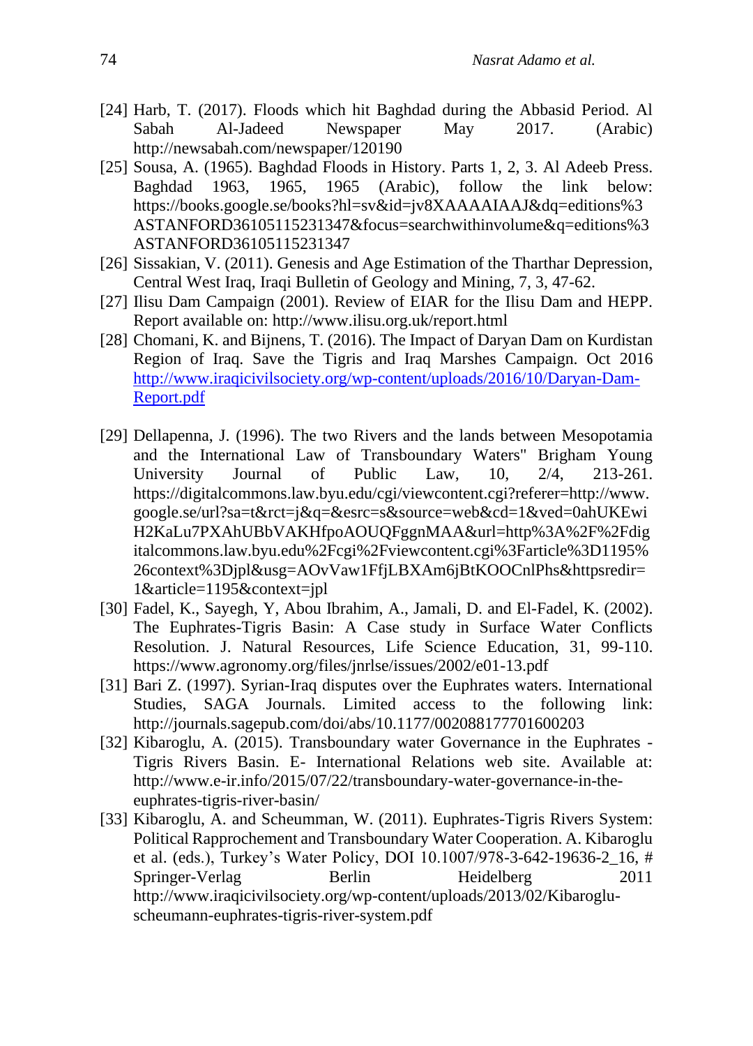[24] Harb, T. (2017). Floods which hit Baghdad during the Abbasid Period. Al Sabah Al-Jadeed Newspaper May 2017. (Arabic) http://newsabah.com/newspaper/120190

[25] Sousa, A. (1965). Baghdad Floods in History. Parts 1, 2, 3. Al Adeeb Press. Baghdad 1963, 1965, 1965 (Arabic), follow the link below: https://books.google.se/books?hl=sv&id=jv8XAAAAIAAJ&dq=editions%3ASTANFORD36105115231347&focus=searchwithinvolume&q=editions%3ASTANFORD36105115231347

[26] Sissakian, V. (2011). Genesis and Age Estimation of the Tharthar Depression, Central West Iraq, Iraqi Bulletin of Geology and Mining, 7, 3, 47-62.

[27] Ilisu Dam Campaign (2001). Review of EIAR for the Ilisu Dam and HEPP. Report available on: http://www.ilisu.org.uk/report.html

[28] Chomani, K. and Bijnens, T. (2016). The Impact of Daryan Dam on Kurdistan Region of Iraq. Save the Tigris and Iraq Marshes Campaign. Oct 2016 [http://www.iraqicivilsociety.org/wp-content/uploads/2016/10/Daryan-Dam-Report.pdf](http://www.iraqicivilsociety.org/wp-content/uploads/2016/10/Daryan-Dam-Report.pdf)

[29] Dellapenna, J. (1996). The two Rivers and the lands between Mesopotamia and the International Law of Transboundary Waters" Brigham Young University Journal of Public Law, 10, 2/4, 213-261. https://digitalcommons.law.byu.edu/cgi/viewcontent.cgi?referer=http://www.google.se/url?sa=t&rct=j&q=&esrc=s&source=web&cd=1&ved=0ahUKEwiH2KaLu7PXAhUBbVAKHfpoAOUQFggnMAA&url=http%3A%2F%2Fdigitalcommons.law.byu.edu%2Fcgi%2Fviewcontent.cgi%3Farticle%3D1195%26context%3Djpl&usg=AOvVaw1FfjLBXAm6jBtKOOCnlPhs&httpsredir=1&article=1195&context=jpl

[30] Fadel, K., Sayegh, Y, Abou Ibrahim, A., Jamali, D. and El-Fadel, K. (2002). The Euphrates-Tigris Basin: A Case study in Surface Water Conflicts Resolution. J. Natural Resources, Life Science Education, 31, 99-110. https://www.agronomy.org/files/jnrlse/issues/2002/e01-13.pdf

[31] Bari Z. (1997). Syrian-Iraq disputes over the Euphrates waters. International Studies, SAGA Journals. Limited access to the following link: http://journals.sagepub.com/doi/abs/10.1177/002088177701600203

[32] Kibaroglu, A. (2015). Transboundary water Governance in the Euphrates - Tigris Rivers Basin. E- International Relations web site. Available at: http://www.e-ir.info/2015/07/22/transboundary-water-governance-in-the-euphrates-tigris-river-basin/

[33] Kibaroglu, A. and Scheumman, W. (2011). Euphrates-Tigris Rivers System: Political Rapprochement and Transboundary Water Cooperation. A. Kibaroglu et al. (eds.), Turkey's Water Policy, DOI 10.1007/978-3-642-19636-2_16, # Springer-Verlag Berlin Heidelberg 2011 http://www.iraqicivilsociety.org/wp-content/uploads/2013/02/Kibaroglu-scheumann-euphrates-tigris-river-system.pdf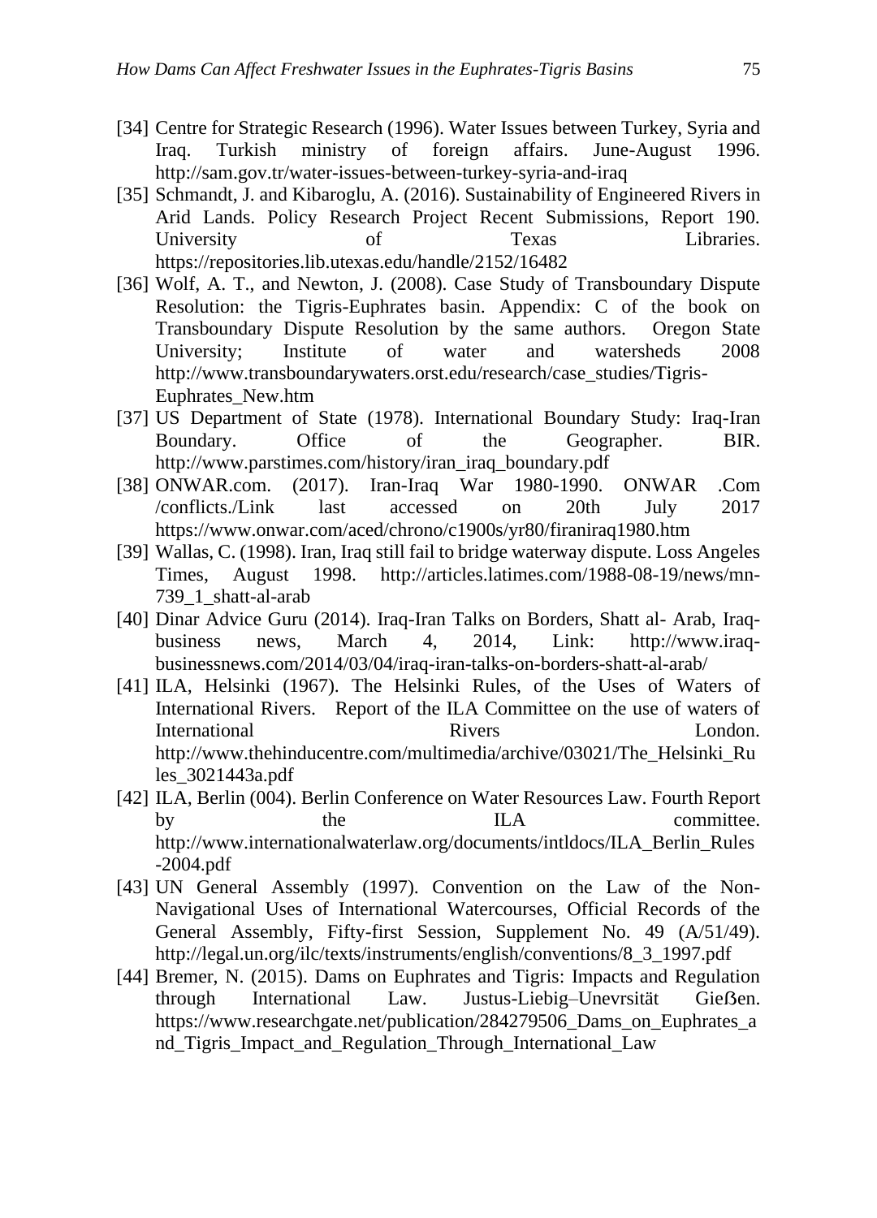[34] Centre for Strategic Research (1996). Water Issues between Turkey, Syria and Iraq. Turkish ministry of foreign affairs. June-August 1996. http://sam.gov.tr/water-issues-between-turkey-syria-and-iraq

[35] Schmandt, J. and Kibaroglu, A. (2016). Sustainability of Engineered Rivers in Arid Lands. Policy Research Project Recent Submissions, Report 190. University of Texas Libraries. https://repositories.lib.utexas.edu/handle/2152/16482

[36] Wolf, A. T., and Newton, J. (2008). Case Study of Transboundary Dispute Resolution: the Tigris-Euphrates basin. Appendix: C of the book on Transboundary Dispute Resolution by the same authors. Oregon State University; Institute of water and watersheds 2008 http://www.transboundarywaters.orst.edu/research/case_studies/Tigris-Euphrates_New.htm

[37] US Department of State (1978). International Boundary Study: Iraq-Iran Boundary. Office of the Geographer. BIR. http://www.parstimes.com/history/iran_iraq_boundary.pdf

[38] ONWAR.com. (2017). Iran-Iraq War 1980-1990. ONWAR .Com /conflicts./Link last accessed on 20th July 2017 https://www.onwar.com/aced/chrono/c1900s/yr80/firaniraq1980.htm

[39] Wallas, C. (1998). Iran, Iraq still fail to bridge waterway dispute. Loss Angeles Times, August 1998. http://articles.latimes.com/1988-08-19/news/mn-739_1_shatt-al-arab

[40] Dinar Advice Guru (2014). Iraq-Iran Talks on Borders, Shatt al- Arab, Iraq-business news, March 4, 2014, Link: http://www.iraq-businessnews.com/2014/03/04/iraq-iran-talks-on-borders-shatt-al-arab/

[41] ILA, Helsinki (1967). The Helsinki Rules, of the Uses of Waters of International Rivers. Report of the ILA Committee on the use of waters of International Rivers London. http://www.thehinducentre.com/multimedia/archive/03021/The_Helsinki_Rules_3021443a.pdf

[42] ILA, Berlin (004). Berlin Conference on Water Resources Law. Fourth Report by the ILA committee. http://www.internationalwaterlaw.org/documents/intldocs/ILA_Berlin_Rules-2004.pdf

[43] UN General Assembly (1997). Convention on the Law of the Non-Navigational Uses of International Watercourses, Official Records of the General Assembly, Fifty-first Session, Supplement No. 49 (A/51/49). http://legal.un.org/ilc/texts/instruments/english/conventions/8_3_1997.pdf

[44] Bremer, N. (2015). Dams on Euphrates and Tigris: Impacts and Regulation through International Law. Justus-Liebig–Unevrsität Gießen. https://www.researchgate.net/publication/284279506_Dams_on_Euphrates_and_Tigris_Impact_and_Regulation_Through_International_Law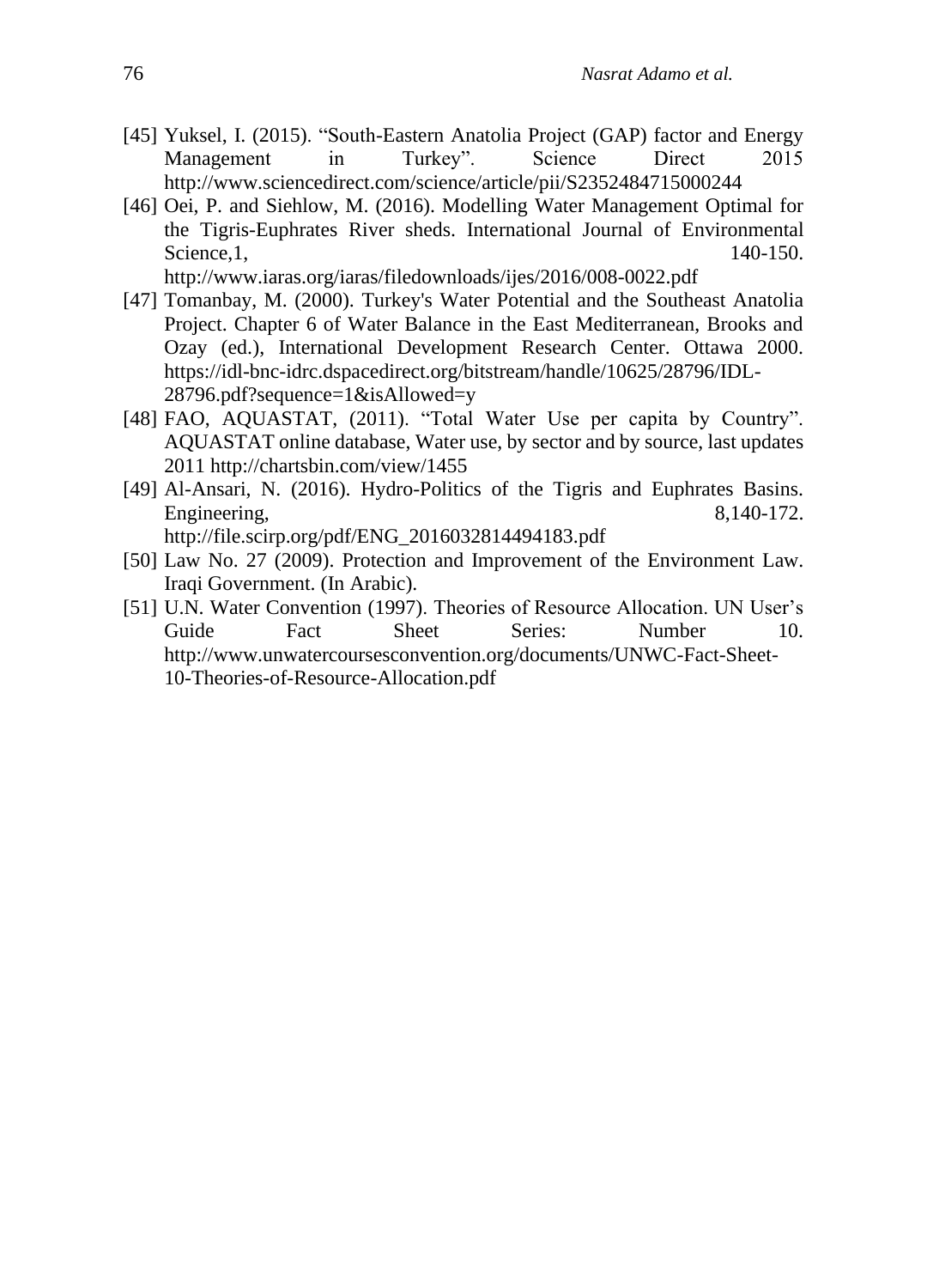[45] Yuksel, I. (2015). "South-Eastern Anatolia Project (GAP) factor and Energy Management in Turkey". Science Direct 2015 http://www.sciencedirect.com/science/article/pii/S2352484715000244

[46] Oei, P. and Siehlow, M. (2016). Modelling Water Management Optimal for the Tigris-Euphrates River sheds. International Journal of Environmental Science,1, 140-150. http://www.iaras.org/iaras/filedownloads/ijes/2016/008-0022.pdf

[47] Tomanbay, M. (2000). Turkey's Water Potential and the Southeast Anatolia Project. Chapter 6 of Water Balance in the East Mediterranean, Brooks and Ozay (ed.), International Development Research Center. Ottawa 2000. https://idl-bnc-idrc.dspacedirect.org/bitstream/handle/10625/28796/IDL-28796.pdf?sequence=1&isAllowed=y

[48] FAO, AQUASTAT, (2011). "Total Water Use per capita by Country". AQUASTAT online database, Water use, by sector and by source, last updates 2011 http://chartsbin.com/view/1455

[49] Al-Ansari, N. (2016). Hydro-Politics of the Tigris and Euphrates Basins. Engineering, 8,140-172. http://file.scirp.org/pdf/ENG_2016032814494183.pdf

[50] Law No. 27 (2009). Protection and Improvement of the Environment Law. Iraqi Government. (In Arabic).

[51] U.N. Water Convention (1997). Theories of Resource Allocation. UN User's Guide Fact Sheet Series: Number 10. http://www.unwatercoursesconvention.org/documents/UNWC-Fact-Sheet-10-Theories-of-Resource-Allocation.pdf